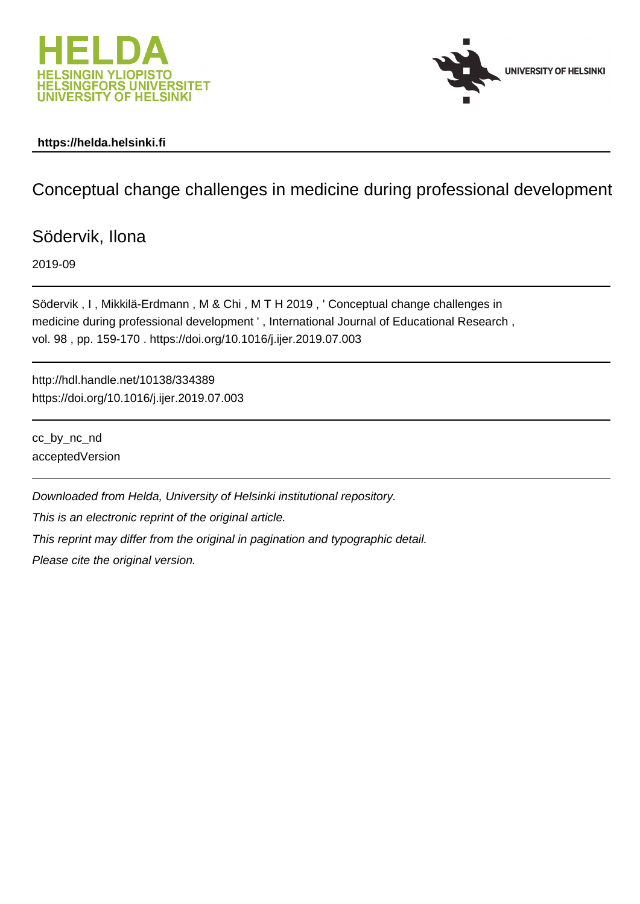https://helda.helsinki.fi

# Conceptual change challenges in medicine during professional development

Södervik, Ilona

2019-09

Södervik , I , Mikkilä-Erdmann , M & Chi , M T H 2019 , ' Conceptual change challenges in medicine during professional development ' , International Journal of Educational Research , vol. 98 , pp. 159-170 . https://doi.org/10.1016/j.ijer.2019.07.003

http://hdl.handle.net/10138/334389
https://doi.org/10.1016/j.ijer.2019.07.003

cc_by_nc_nd
acceptedVersion

*Downloaded from Helda, University of Helsinki institutional repository.*

*This is an electronic reprint of the original article.*

*This reprint may differ from the original in pagination and typographic detail.*

*Please cite the original version.*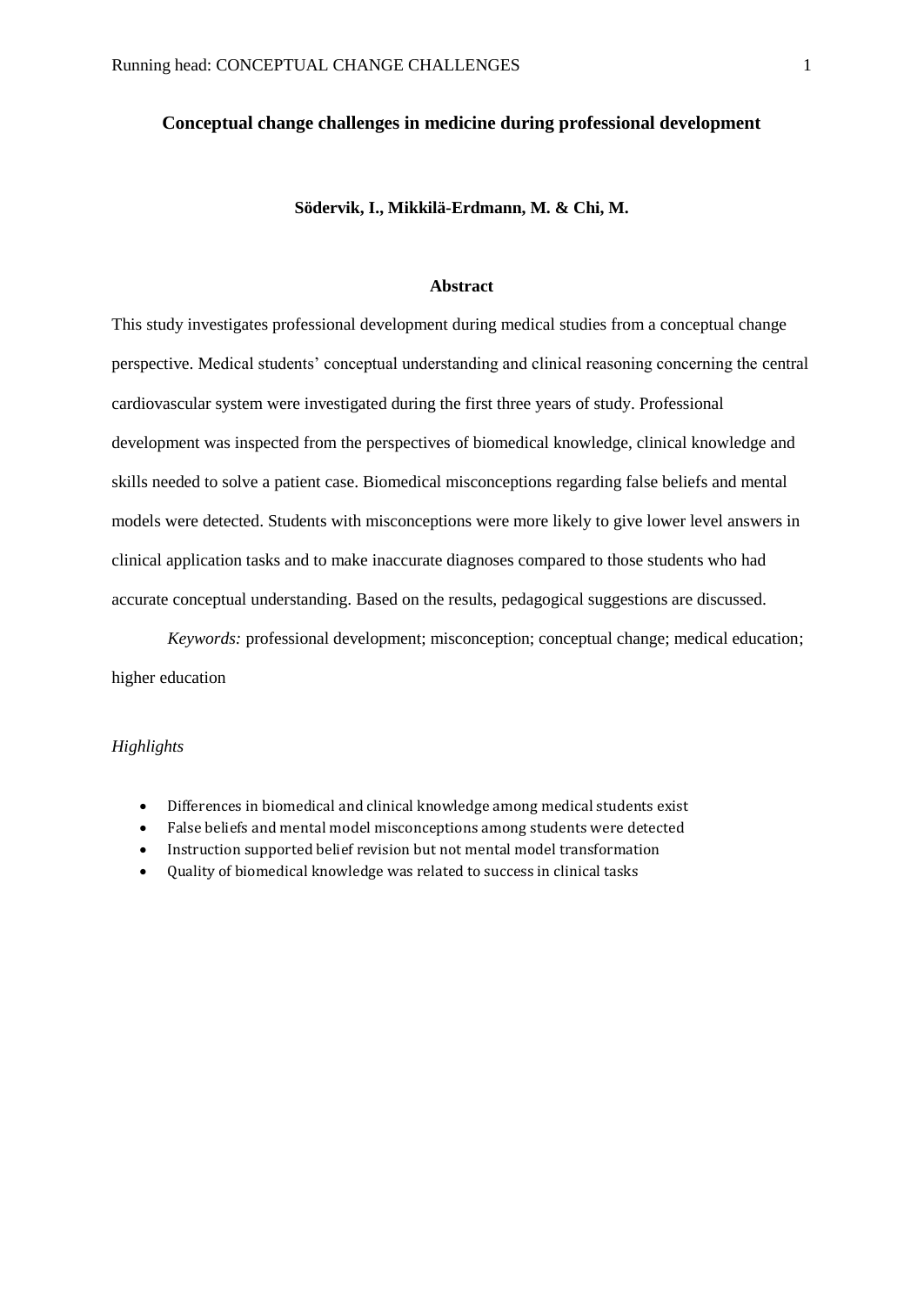# Conceptual change challenges in medicine during professional development

**Södervik, I., Mikkilä-Erdmann, M. & Chi, M.**

## Abstract

This study investigates professional development during medical studies from a conceptual change perspective. Medical students' conceptual understanding and clinical reasoning concerning the central cardiovascular system were investigated during the first three years of study. Professional development was inspected from the perspectives of biomedical knowledge, clinical knowledge and skills needed to solve a patient case. Biomedical misconceptions regarding false beliefs and mental models were detected. Students with misconceptions were more likely to give lower level answers in clinical application tasks and to make inaccurate diagnoses compared to those students who had accurate conceptual understanding. Based on the results, pedagogical suggestions are discussed.

*Keywords:* professional development; misconception; conceptual change; medical education; higher education

*Highlights*

- Differences in biomedical and clinical knowledge among medical students exist
- False beliefs and mental model misconceptions among students were detected
- Instruction supported belief revision but not mental model transformation
- Quality of biomedical knowledge was related to success in clinical tasks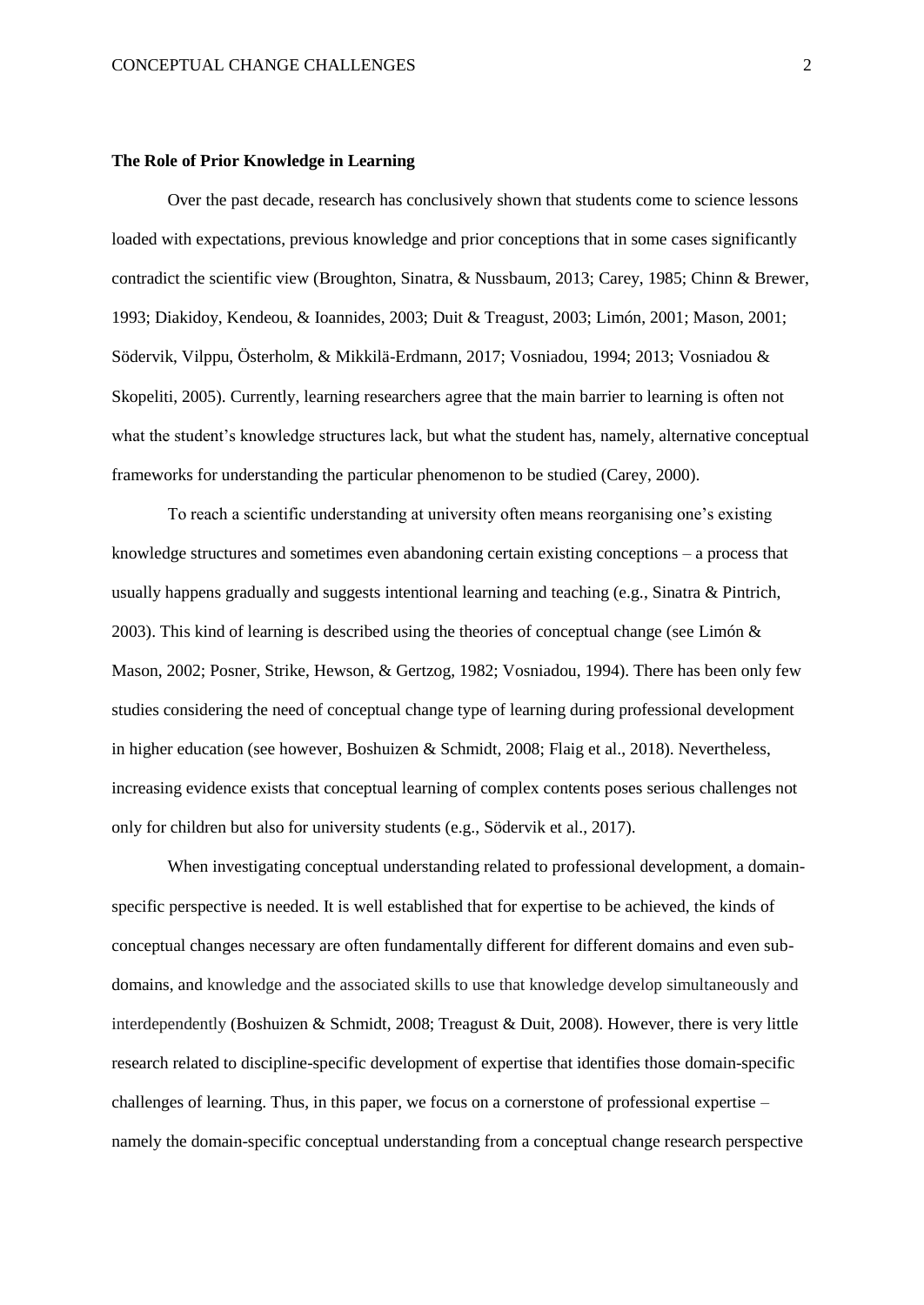**The Role of Prior Knowledge in Learning**

Over the past decade, research has conclusively shown that students come to science lessons loaded with expectations, previous knowledge and prior conceptions that in some cases significantly contradict the scientific view (Broughton, Sinatra, & Nussbaum, 2013; Carey, 1985; Chinn & Brewer, 1993; Diakidoy, Kendeou, & Ioannides, 2003; Duit & Treagust, 2003; Limón, 2001; Mason, 2001; Södervik, Vilppu, Österholm, & Mikkilä-Erdmann, 2017; Vosniadou, 1994; 2013; Vosniadou & Skopeliti, 2005). Currently, learning researchers agree that the main barrier to learning is often not what the student's knowledge structures lack, but what the student has, namely, alternative conceptual frameworks for understanding the particular phenomenon to be studied (Carey, 2000).

To reach a scientific understanding at university often means reorganising one's existing knowledge structures and sometimes even abandoning certain existing conceptions – a process that usually happens gradually and suggests intentional learning and teaching (e.g., Sinatra & Pintrich, 2003). This kind of learning is described using the theories of conceptual change (see Limón & Mason, 2002; Posner, Strike, Hewson, & Gertzog, 1982; Vosniadou, 1994). There has been only few studies considering the need of conceptual change type of learning during professional development in higher education (see however, Boshuizen & Schmidt, 2008; Flaig et al., 2018). Nevertheless, increasing evidence exists that conceptual learning of complex contents poses serious challenges not only for children but also for university students (e.g., Södervik et al., 2017).

When investigating conceptual understanding related to professional development, a domain-specific perspective is needed. It is well established that for expertise to be achieved, the kinds of conceptual changes necessary are often fundamentally different for different domains and even sub-domains, and knowledge and the associated skills to use that knowledge develop simultaneously and interdependently (Boshuizen & Schmidt, 2008; Treagust & Duit, 2008). However, there is very little research related to discipline-specific development of expertise that identifies those domain-specific challenges of learning. Thus, in this paper, we focus on a cornerstone of professional expertise – namely the domain-specific conceptual understanding from a conceptual change research perspective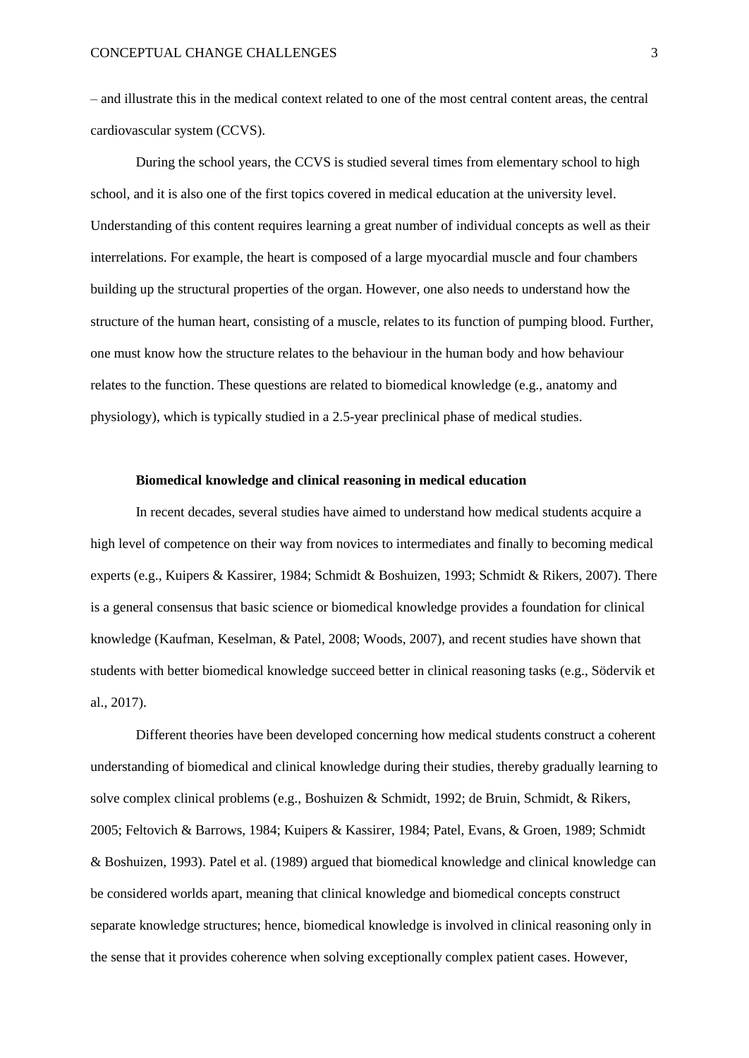– and illustrate this in the medical context related to one of the most central content areas, the central cardiovascular system (CCVS).

During the school years, the CCVS is studied several times from elementary school to high school, and it is also one of the first topics covered in medical education at the university level. Understanding of this content requires learning a great number of individual concepts as well as their interrelations. For example, the heart is composed of a large myocardial muscle and four chambers building up the structural properties of the organ. However, one also needs to understand how the structure of the human heart, consisting of a muscle, relates to its function of pumping blood. Further, one must know how the structure relates to the behaviour in the human body and how behaviour relates to the function. These questions are related to biomedical knowledge (e.g., anatomy and physiology), which is typically studied in a 2.5-year preclinical phase of medical studies.

## Biomedical knowledge and clinical reasoning in medical education

In recent decades, several studies have aimed to understand how medical students acquire a high level of competence on their way from novices to intermediates and finally to becoming medical experts (e.g., Kuipers & Kassirer, 1984; Schmidt & Boshuizen, 1993; Schmidt & Rikers, 2007). There is a general consensus that basic science or biomedical knowledge provides a foundation for clinical knowledge (Kaufman, Keselman, & Patel, 2008; Woods, 2007), and recent studies have shown that students with better biomedical knowledge succeed better in clinical reasoning tasks (e.g., Södervik et al., 2017).

Different theories have been developed concerning how medical students construct a coherent understanding of biomedical and clinical knowledge during their studies, thereby gradually learning to solve complex clinical problems (e.g., Boshuizen & Schmidt, 1992; de Bruin, Schmidt, & Rikers, 2005; Feltovich & Barrows, 1984; Kuipers & Kassirer, 1984; Patel, Evans, & Groen, 1989; Schmidt & Boshuizen, 1993). Patel et al. (1989) argued that biomedical knowledge and clinical knowledge can be considered worlds apart, meaning that clinical knowledge and biomedical concepts construct separate knowledge structures; hence, biomedical knowledge is involved in clinical reasoning only in the sense that it provides coherence when solving exceptionally complex patient cases. However,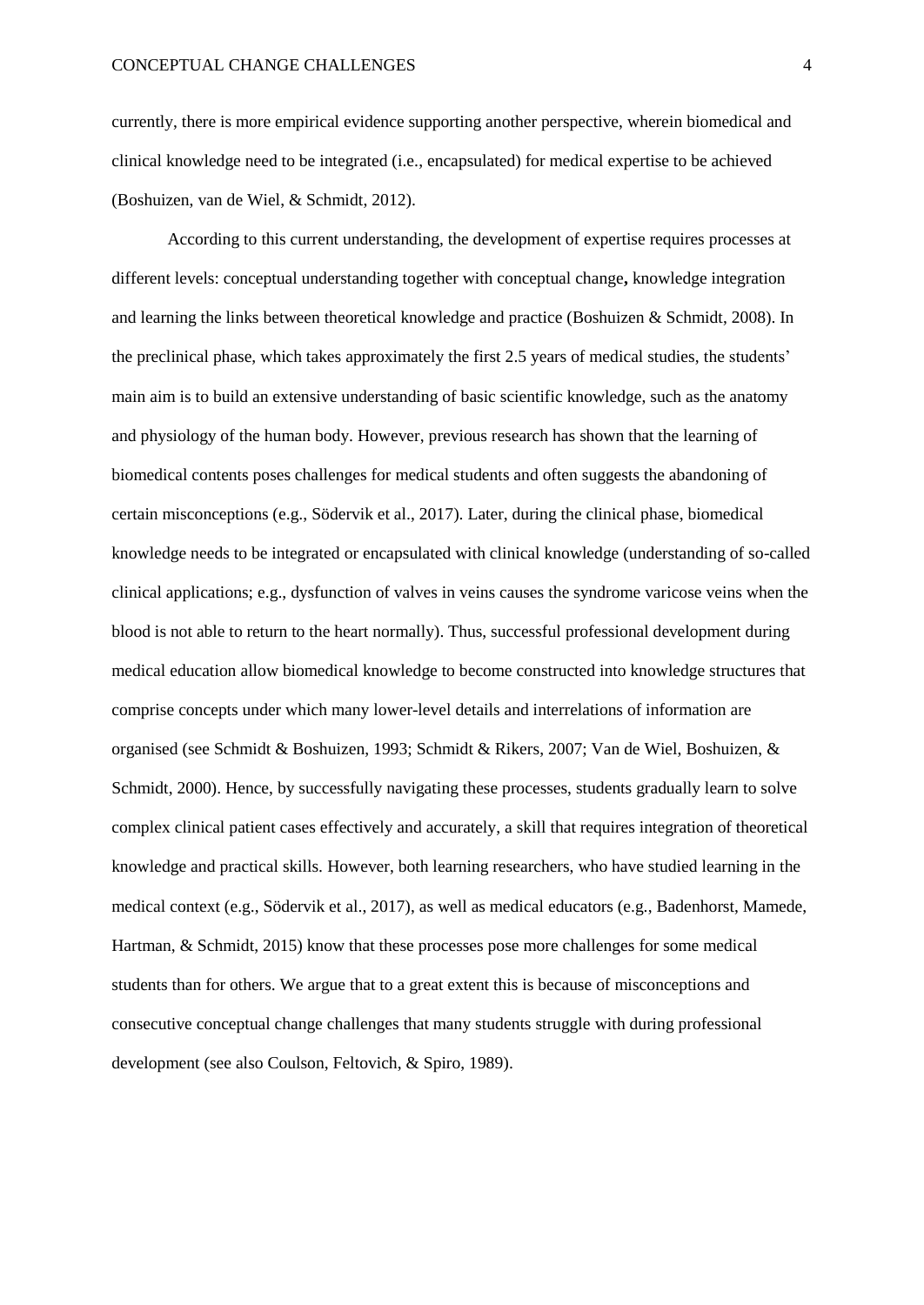currently, there is more empirical evidence supporting another perspective, wherein biomedical and clinical knowledge need to be integrated (i.e., encapsulated) for medical expertise to be achieved (Boshuizen, van de Wiel, & Schmidt, 2012).

According to this current understanding, the development of expertise requires processes at different levels: conceptual understanding together with conceptual change**,** knowledge integration and learning the links between theoretical knowledge and practice (Boshuizen & Schmidt, 2008). In the preclinical phase, which takes approximately the first 2.5 years of medical studies, the students' main aim is to build an extensive understanding of basic scientific knowledge, such as the anatomy and physiology of the human body. However, previous research has shown that the learning of biomedical contents poses challenges for medical students and often suggests the abandoning of certain misconceptions (e.g., Södervik et al., 2017). Later, during the clinical phase, biomedical knowledge needs to be integrated or encapsulated with clinical knowledge (understanding of so-called clinical applications; e.g., dysfunction of valves in veins causes the syndrome varicose veins when the blood is not able to return to the heart normally). Thus, successful professional development during medical education allow biomedical knowledge to become constructed into knowledge structures that comprise concepts under which many lower-level details and interrelations of information are organised (see Schmidt & Boshuizen, 1993; Schmidt & Rikers, 2007; Van de Wiel, Boshuizen, & Schmidt, 2000). Hence, by successfully navigating these processes, students gradually learn to solve complex clinical patient cases effectively and accurately, a skill that requires integration of theoretical knowledge and practical skills. However, both learning researchers, who have studied learning in the medical context (e.g., Södervik et al., 2017), as well as medical educators (e.g., Badenhorst, Mamede, Hartman, & Schmidt, 2015) know that these processes pose more challenges for some medical students than for others. We argue that to a great extent this is because of misconceptions and consecutive conceptual change challenges that many students struggle with during professional development (see also Coulson, Feltovich, & Spiro, 1989).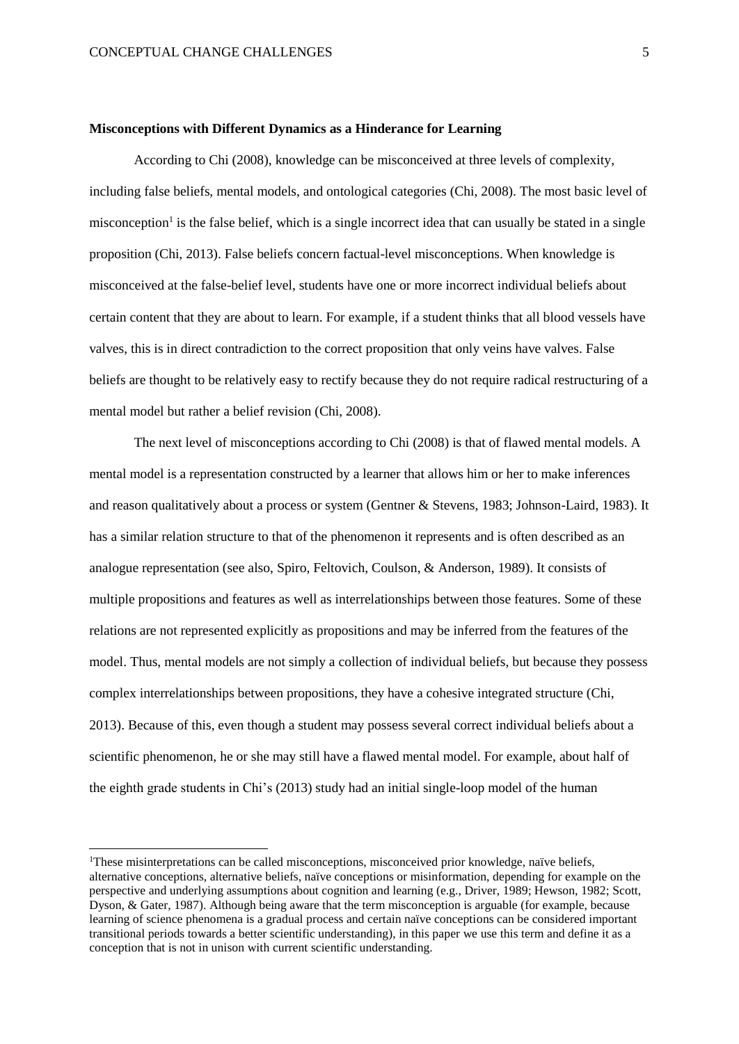**Misconceptions with Different Dynamics as a Hinderance for Learning**

According to Chi (2008), knowledge can be misconceived at three levels of complexity, including false beliefs, mental models, and ontological categories (Chi, 2008). The most basic level of misconception[1] is the false belief, which is a single incorrect idea that can usually be stated in a single proposition (Chi, 2013). False beliefs concern factual-level misconceptions. When knowledge is misconceived at the false-belief level, students have one or more incorrect individual beliefs about certain content that they are about to learn. For example, if a student thinks that all blood vessels have valves, this is in direct contradiction to the correct proposition that only veins have valves. False beliefs are thought to be relatively easy to rectify because they do not require radical restructuring of a mental model but rather a belief revision (Chi, 2008).

The next level of misconceptions according to Chi (2008) is that of flawed mental models. A mental model is a representation constructed by a learner that allows him or her to make inferences and reason qualitatively about a process or system (Gentner & Stevens, 1983; Johnson-Laird, 1983). It has a similar relation structure to that of the phenomenon it represents and is often described as an analogue representation (see also, Spiro, Feltovich, Coulson, & Anderson, 1989). It consists of multiple propositions and features as well as interrelationships between those features. Some of these relations are not represented explicitly as propositions and may be inferred from the features of the model. Thus, mental models are not simply a collection of individual beliefs, but because they possess complex interrelationships between propositions, they have a cohesive integrated structure (Chi, 2013). Because of this, even though a student may possess several correct individual beliefs about a scientific phenomenon, he or she may still have a flawed mental model. For example, about half of the eighth grade students in Chi's (2013) study had an initial single-loop model of the human

[1]These misinterpretations can be called misconceptions, misconceived prior knowledge, naïve beliefs, alternative conceptions, alternative beliefs, naïve conceptions or misinformation, depending for example on the perspective and underlying assumptions about cognition and learning (e.g., Driver, 1989; Hewson, 1982; Scott, Dyson, & Gater, 1987). Although being aware that the term misconception is arguable (for example, because learning of science phenomena is a gradual process and certain naïve conceptions can be considered important transitional periods towards a better scientific understanding), in this paper we use this term and define it as a conception that is not in unison with current scientific understanding.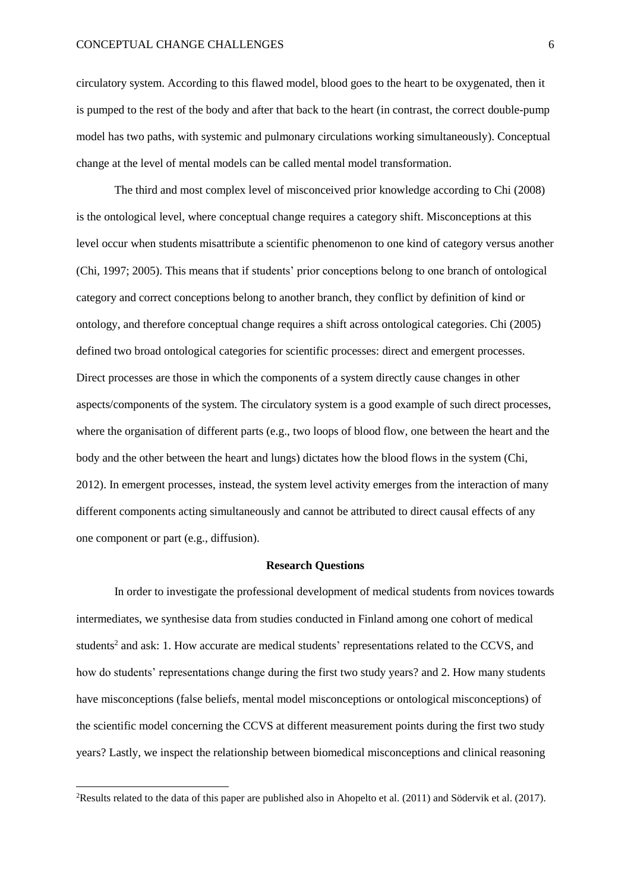circulatory system. According to this flawed model, blood goes to the heart to be oxygenated, then it is pumped to the rest of the body and after that back to the heart (in contrast, the correct double-pump model has two paths, with systemic and pulmonary circulations working simultaneously). Conceptual change at the level of mental models can be called mental model transformation.

The third and most complex level of misconceived prior knowledge according to Chi (2008) is the ontological level, where conceptual change requires a category shift. Misconceptions at this level occur when students misattribute a scientific phenomenon to one kind of category versus another (Chi, 1997; 2005). This means that if students' prior conceptions belong to one branch of ontological category and correct conceptions belong to another branch, they conflict by definition of kind or ontology, and therefore conceptual change requires a shift across ontological categories. Chi (2005) defined two broad ontological categories for scientific processes: direct and emergent processes. Direct processes are those in which the components of a system directly cause changes in other aspects/components of the system. The circulatory system is a good example of such direct processes, where the organisation of different parts (e.g., two loops of blood flow, one between the heart and the body and the other between the heart and lungs) dictates how the blood flows in the system (Chi, 2012). In emergent processes, instead, the system level activity emerges from the interaction of many different components acting simultaneously and cannot be attributed to direct causal effects of any one component or part (e.g., diffusion).

## Research Questions

In order to investigate the professional development of medical students from novices towards intermediates, we synthesise data from studies conducted in Finland among one cohort of medical students[2] and ask: 1. How accurate are medical students' representations related to the CCVS, and how do students' representations change during the first two study years? and 2. How many students have misconceptions (false beliefs, mental model misconceptions or ontological misconceptions) of the scientific model concerning the CCVS at different measurement points during the first two study years? Lastly, we inspect the relationship between biomedical misconceptions and clinical reasoning

[2]Results related to the data of this paper are published also in Ahopelto et al. (2011) and Södervik et al. (2017).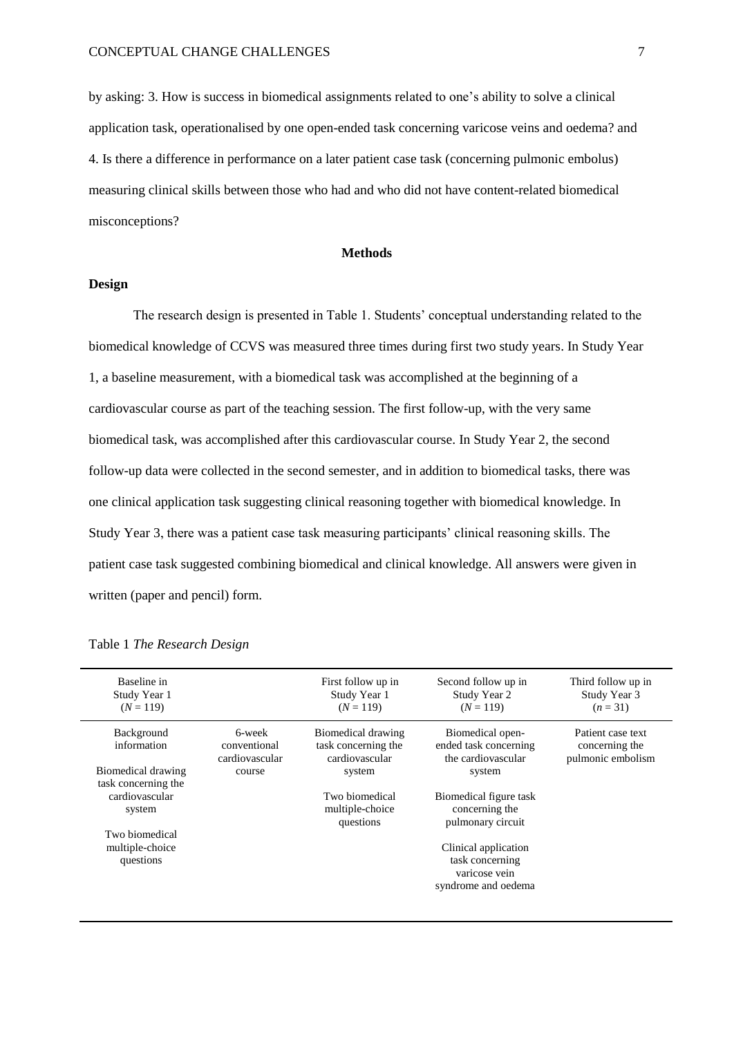by asking: 3. How is success in biomedical assignments related to one's ability to solve a clinical application task, operationalised by one open-ended task concerning varicose veins and oedema? and 4. Is there a difference in performance on a later patient case task (concerning pulmonic embolus) measuring clinical skills between those who had and who did not have content-related biomedical misconceptions?

## Methods

### Design

The research design is presented in Table 1. Students' conceptual understanding related to the biomedical knowledge of CCVS was measured three times during first two study years. In Study Year 1, a baseline measurement, with a biomedical task was accomplished at the beginning of a cardiovascular course as part of the teaching session. The first follow-up, with the very same biomedical task, was accomplished after this cardiovascular course. In Study Year 2, the second follow-up data were collected in the second semester, and in addition to biomedical tasks, there was one clinical application task suggesting clinical reasoning together with biomedical knowledge. In Study Year 3, there was a patient case task measuring participants' clinical reasoning skills. The patient case task suggested combining biomedical and clinical knowledge. All answers were given in written (paper and pencil) form.

Table 1 *The Research Design*

| Baseline in Study Year 1 ($N = 119$) | | First follow up in Study Year 1 ($N = 119$) | Second follow up in Study Year 2 ($N = 119$) | Third follow up in Study Year 3 ($n = 31$) |
|---|---|---|---|---|
| Background information<br><br>Biomedical drawing task concerning the cardiovascular system<br><br>Two biomedical multiple-choice questions | 6-week conventional cardiovascular course | Biomedical drawing task concerning the cardiovascular system<br><br>Two biomedical multiple-choice questions | Biomedical open-ended task concerning the cardiovascular system<br><br>Biomedical figure task concerning the pulmonary circuit<br><br>Clinical application task concerning varicose vein syndrome and oedema | Patient case text concerning the pulmonic embolism |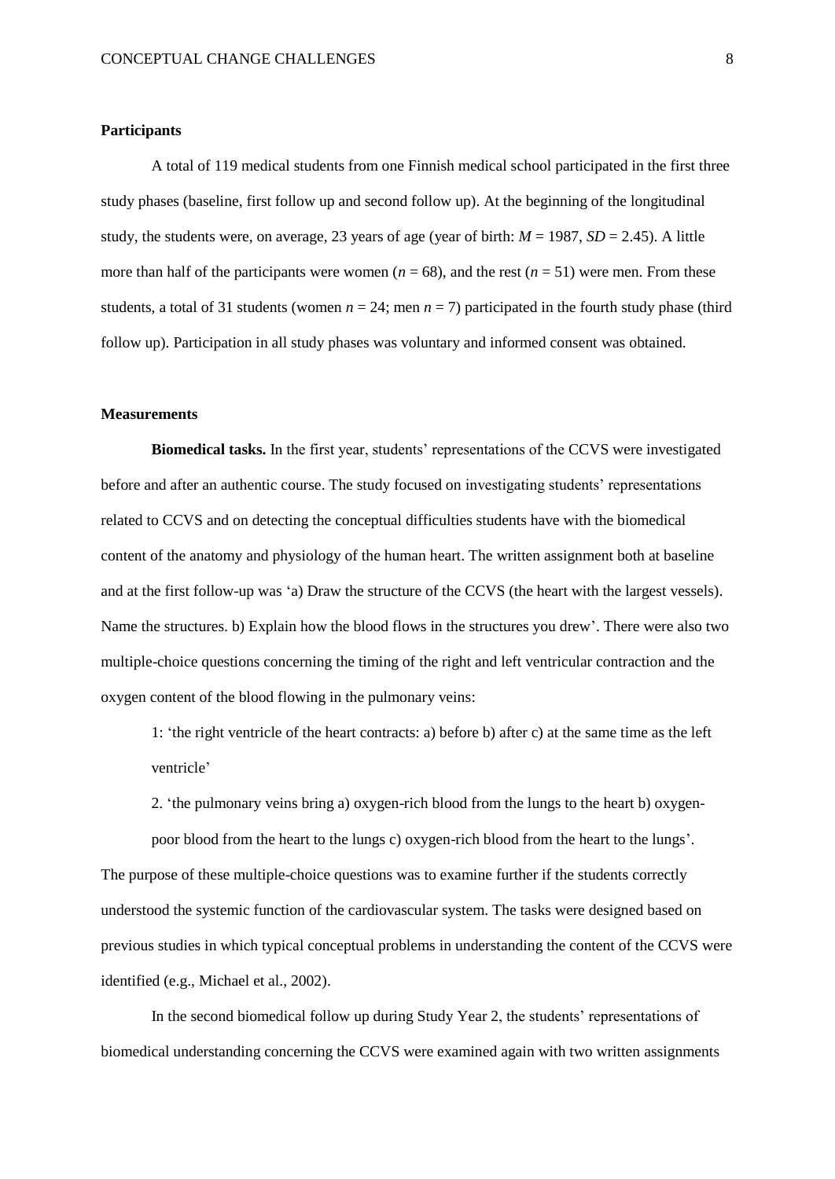### Participants

A total of 119 medical students from one Finnish medical school participated in the first three study phases (baseline, first follow up and second follow up). At the beginning of the longitudinal study, the students were, on average, 23 years of age (year of birth: $M = 1987$, $SD = 2.45$). A little more than half of the participants were women ($n = 68$), and the rest ($n = 51$) were men. From these students, a total of 31 students (women $n = 24$; men $n = 7$) participated in the fourth study phase (third follow up). Participation in all study phases was voluntary and informed consent was obtained.

### Measurements

**Biomedical tasks.** In the first year, students' representations of the CCVS were investigated before and after an authentic course. The study focused on investigating students' representations related to CCVS and on detecting the conceptual difficulties students have with the biomedical content of the anatomy and physiology of the human heart. The written assignment both at baseline and at the first follow-up was 'a) Draw the structure of the CCVS (the heart with the largest vessels). Name the structures. b) Explain how the blood flows in the structures you drew'. There were also two multiple-choice questions concerning the timing of the right and left ventricular contraction and the oxygen content of the blood flowing in the pulmonary veins:

1: 'the right ventricle of the heart contracts: a) before b) after c) at the same time as the left ventricle'

2. 'the pulmonary veins bring a) oxygen-rich blood from the lungs to the heart b) oxygen-poor blood from the heart to the lungs c) oxygen-rich blood from the heart to the lungs'.

The purpose of these multiple-choice questions was to examine further if the students correctly understood the systemic function of the cardiovascular system. The tasks were designed based on previous studies in which typical conceptual problems in understanding the content of the CCVS were identified (e.g., Michael et al., 2002).

In the second biomedical follow up during Study Year 2, the students' representations of biomedical understanding concerning the CCVS were examined again with two written assignments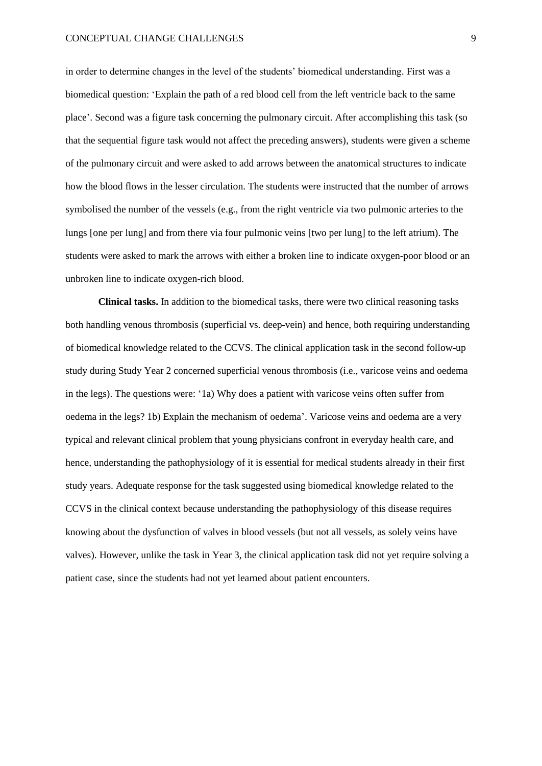in order to determine changes in the level of the students' biomedical understanding. First was a biomedical question: 'Explain the path of a red blood cell from the left ventricle back to the same place'. Second was a figure task concerning the pulmonary circuit. After accomplishing this task (so that the sequential figure task would not affect the preceding answers), students were given a scheme of the pulmonary circuit and were asked to add arrows between the anatomical structures to indicate how the blood flows in the lesser circulation. The students were instructed that the number of arrows symbolised the number of the vessels (e.g., from the right ventricle via two pulmonic arteries to the lungs [one per lung] and from there via four pulmonic veins [two per lung] to the left atrium). The students were asked to mark the arrows with either a broken line to indicate oxygen-poor blood or an unbroken line to indicate oxygen-rich blood.

**Clinical tasks.** In addition to the biomedical tasks, there were two clinical reasoning tasks both handling venous thrombosis (superficial vs. deep-vein) and hence, both requiring understanding of biomedical knowledge related to the CCVS. The clinical application task in the second follow-up study during Study Year 2 concerned superficial venous thrombosis (i.e., varicose veins and oedema in the legs). The questions were: '1a) Why does a patient with varicose veins often suffer from oedema in the legs? 1b) Explain the mechanism of oedema'. Varicose veins and oedema are a very typical and relevant clinical problem that young physicians confront in everyday health care, and hence, understanding the pathophysiology of it is essential for medical students already in their first study years. Adequate response for the task suggested using biomedical knowledge related to the CCVS in the clinical context because understanding the pathophysiology of this disease requires knowing about the dysfunction of valves in blood vessels (but not all vessels, as solely veins have valves). However, unlike the task in Year 3, the clinical application task did not yet require solving a patient case, since the students had not yet learned about patient encounters.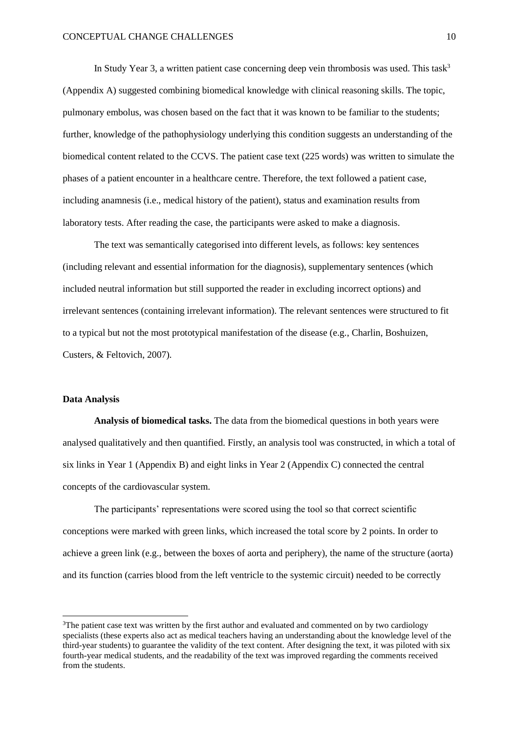In Study Year 3, a written patient case concerning deep vein thrombosis was used. This task[3] (Appendix A) suggested combining biomedical knowledge with clinical reasoning skills. The topic, pulmonary embolus, was chosen based on the fact that it was known to be familiar to the students; further, knowledge of the pathophysiology underlying this condition suggests an understanding of the biomedical content related to the CCVS. The patient case text (225 words) was written to simulate the phases of a patient encounter in a healthcare centre. Therefore, the text followed a patient case, including anamnesis (i.e., medical history of the patient), status and examination results from laboratory tests. After reading the case, the participants were asked to make a diagnosis.

The text was semantically categorised into different levels, as follows: key sentences (including relevant and essential information for the diagnosis), supplementary sentences (which included neutral information but still supported the reader in excluding incorrect options) and irrelevant sentences (containing irrelevant information). The relevant sentences were structured to fit to a typical but not the most prototypical manifestation of the disease (e.g., Charlin, Boshuizen, Custers, & Feltovich, 2007).

## Data Analysis

**Analysis of biomedical tasks.** The data from the biomedical questions in both years were analysed qualitatively and then quantified. Firstly, an analysis tool was constructed, in which a total of six links in Year 1 (Appendix B) and eight links in Year 2 (Appendix C) connected the central concepts of the cardiovascular system.

The participants' representations were scored using the tool so that correct scientific conceptions were marked with green links, which increased the total score by 2 points. In order to achieve a green link (e.g., between the boxes of aorta and periphery), the name of the structure (aorta) and its function (carries blood from the left ventricle to the systemic circuit) needed to be correctly

[3]The patient case text was written by the first author and evaluated and commented on by two cardiology specialists (these experts also act as medical teachers having an understanding about the knowledge level of the third-year students) to guarantee the validity of the text content. After designing the text, it was piloted with six fourth-year medical students, and the readability of the text was improved regarding the comments received from the students.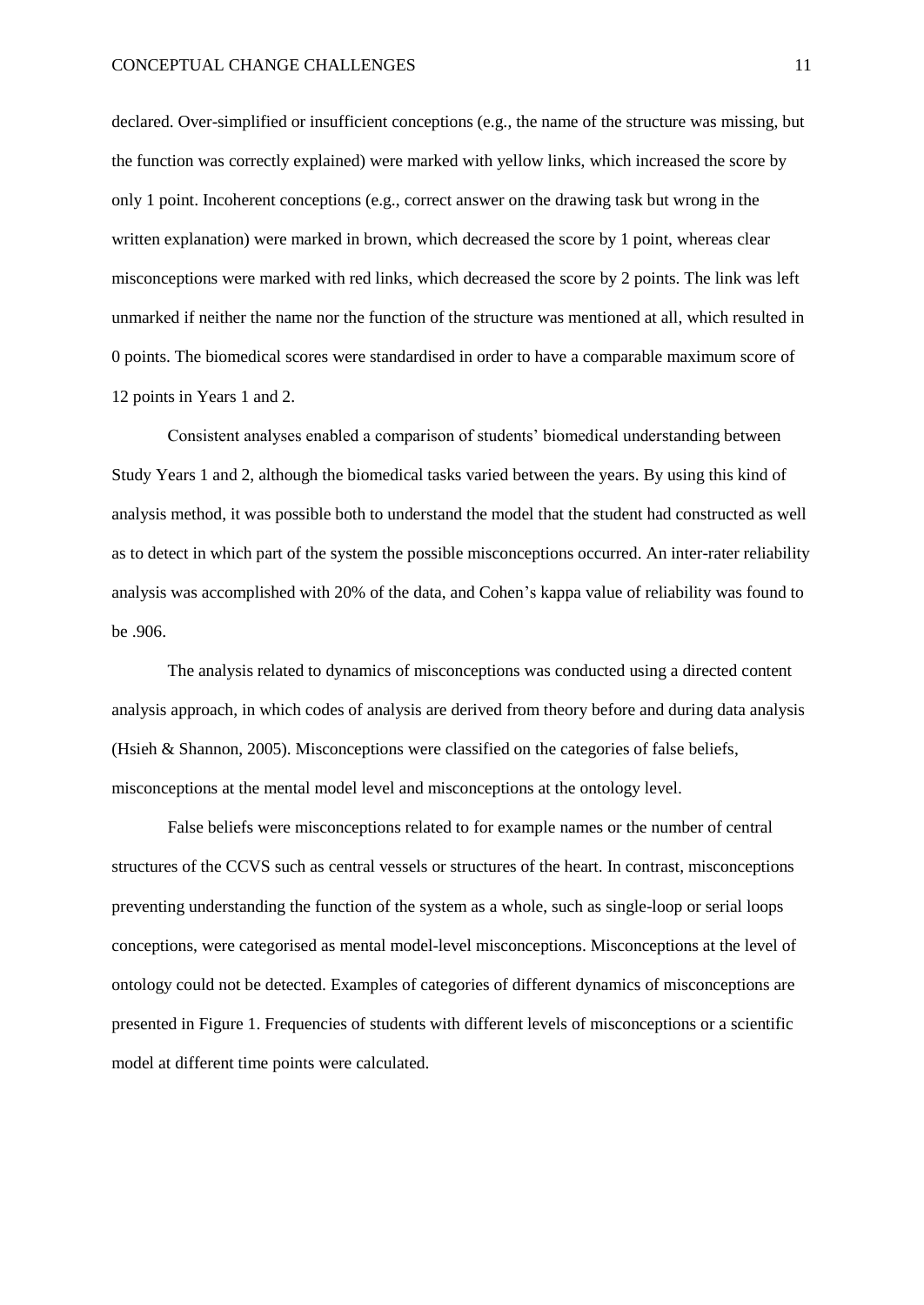declared. Over-simplified or insufficient conceptions (e.g., the name of the structure was missing, but the function was correctly explained) were marked with yellow links, which increased the score by only 1 point. Incoherent conceptions (e.g., correct answer on the drawing task but wrong in the written explanation) were marked in brown, which decreased the score by 1 point, whereas clear misconceptions were marked with red links, which decreased the score by 2 points. The link was left unmarked if neither the name nor the function of the structure was mentioned at all, which resulted in 0 points. The biomedical scores were standardised in order to have a comparable maximum score of 12 points in Years 1 and 2.

Consistent analyses enabled a comparison of students' biomedical understanding between Study Years 1 and 2, although the biomedical tasks varied between the years. By using this kind of analysis method, it was possible both to understand the model that the student had constructed as well as to detect in which part of the system the possible misconceptions occurred. An inter-rater reliability analysis was accomplished with 20% of the data, and Cohen's kappa value of reliability was found to be .906.

The analysis related to dynamics of misconceptions was conducted using a directed content analysis approach, in which codes of analysis are derived from theory before and during data analysis (Hsieh & Shannon, 2005). Misconceptions were classified on the categories of false beliefs, misconceptions at the mental model level and misconceptions at the ontology level.

False beliefs were misconceptions related to for example names or the number of central structures of the CCVS such as central vessels or structures of the heart. In contrast, misconceptions preventing understanding the function of the system as a whole, such as single-loop or serial loops conceptions, were categorised as mental model-level misconceptions. Misconceptions at the level of ontology could not be detected. Examples of categories of different dynamics of misconceptions are presented in Figure 1. Frequencies of students with different levels of misconceptions or a scientific model at different time points were calculated.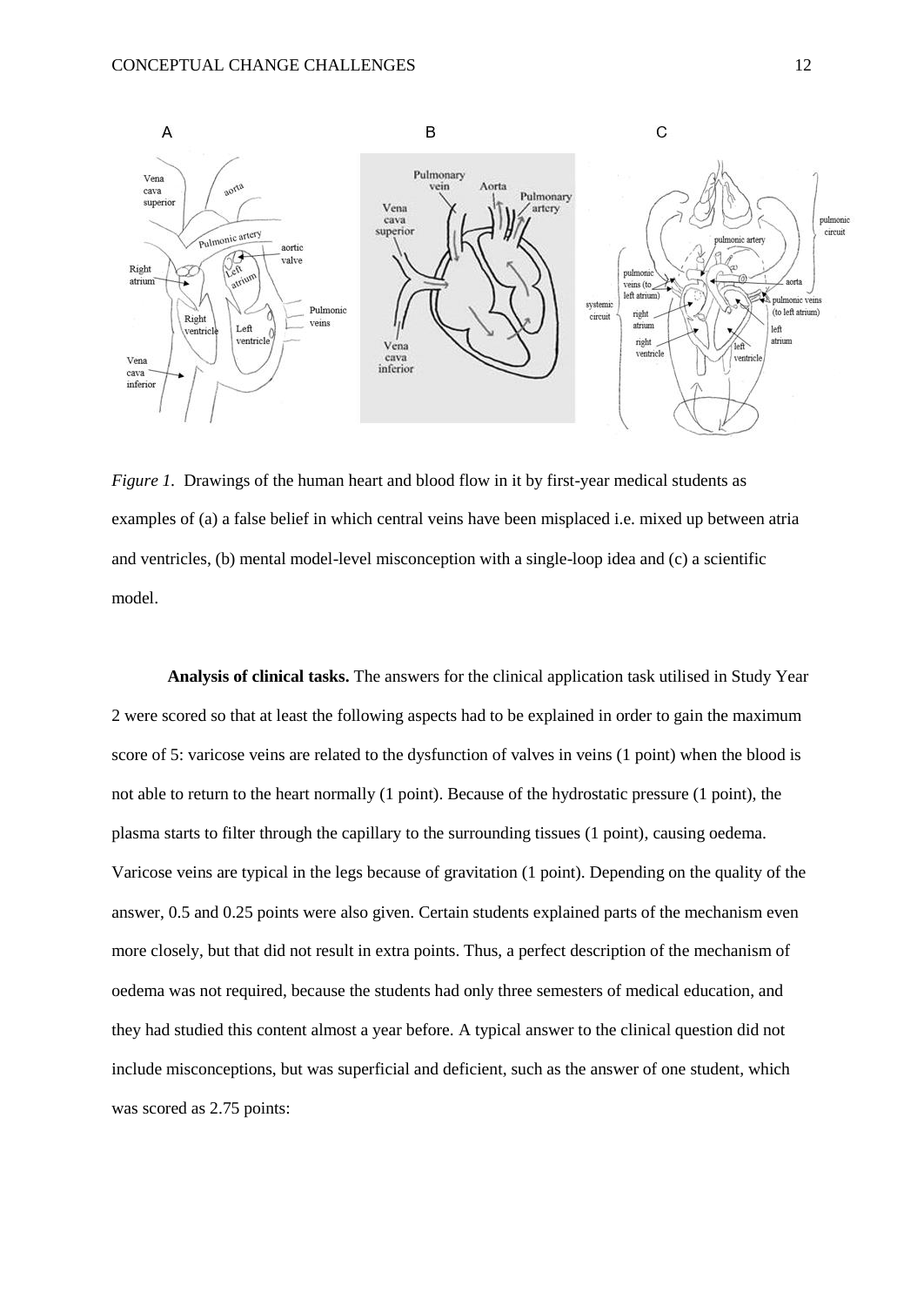*Figure 1.* Drawings of the human heart and blood flow in it by first-year medical students as examples of (a) a false belief in which central veins have been misplaced i.e. mixed up between atria and ventricles, (b) mental model-level misconception with a single-loop idea and (c) a scientific model.

**Analysis of clinical tasks.** The answers for the clinical application task utilised in Study Year 2 were scored so that at least the following aspects had to be explained in order to gain the maximum score of 5: varicose veins are related to the dysfunction of valves in veins (1 point) when the blood is not able to return to the heart normally (1 point). Because of the hydrostatic pressure (1 point), the plasma starts to filter through the capillary to the surrounding tissues (1 point), causing oedema. Varicose veins are typical in the legs because of gravitation (1 point). Depending on the quality of the answer, 0.5 and 0.25 points were also given. Certain students explained parts of the mechanism even more closely, but that did not result in extra points. Thus, a perfect description of the mechanism of oedema was not required, because the students had only three semesters of medical education, and they had studied this content almost a year before. A typical answer to the clinical question did not include misconceptions, but was superficial and deficient, such as the answer of one student, which was scored as 2.75 points: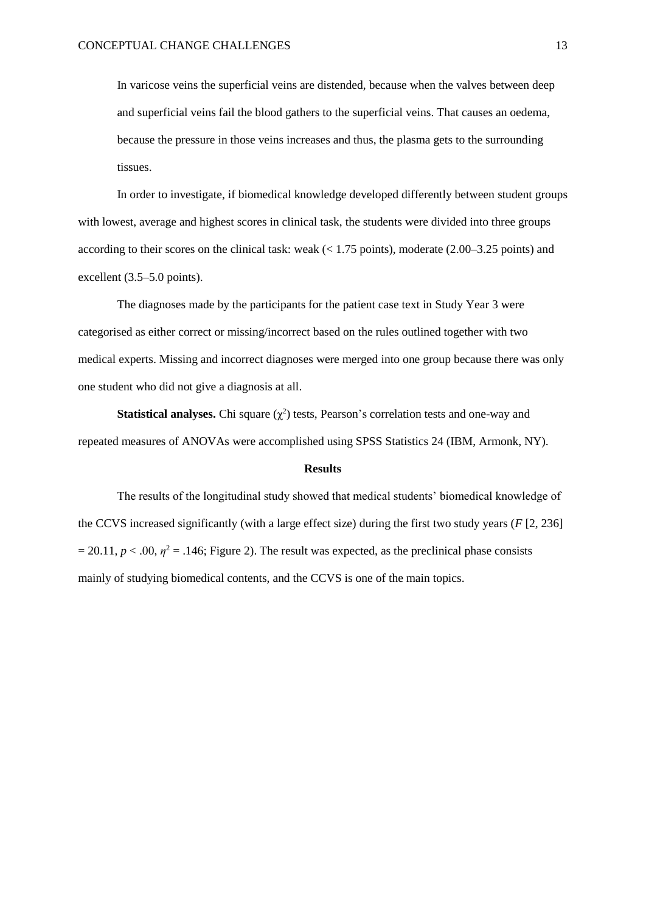> In varicose veins the superficial veins are distended, because when the valves between deep and superficial veins fail the blood gathers to the superficial veins. That causes an oedema, because the pressure in those veins increases and thus, the plasma gets to the surrounding tissues.

In order to investigate, if biomedical knowledge developed differently between student groups with lowest, average and highest scores in clinical task, the students were divided into three groups according to their scores on the clinical task: weak (< 1.75 points), moderate (2.00–3.25 points) and excellent (3.5–5.0 points).

The diagnoses made by the participants for the patient case text in Study Year 3 were categorised as either correct or missing/incorrect based on the rules outlined together with two medical experts. Missing and incorrect diagnoses were merged into one group because there was only one student who did not give a diagnosis at all.

**Statistical analyses.** Chi square ($\chi^2$) tests, Pearson's correlation tests and one-way and repeated measures of ANOVAs were accomplished using SPSS Statistics 24 (IBM, Armonk, NY).

## Results

The results of the longitudinal study showed that medical students' biomedical knowledge of the CCVS increased significantly (with a large effect size) during the first two study years ($F$ [2, 236] $= 20.11$, $p < .00$, $\eta^2 = .146$; Figure 2). The result was expected, as the preclinical phase consists mainly of studying biomedical contents, and the CCVS is one of the main topics.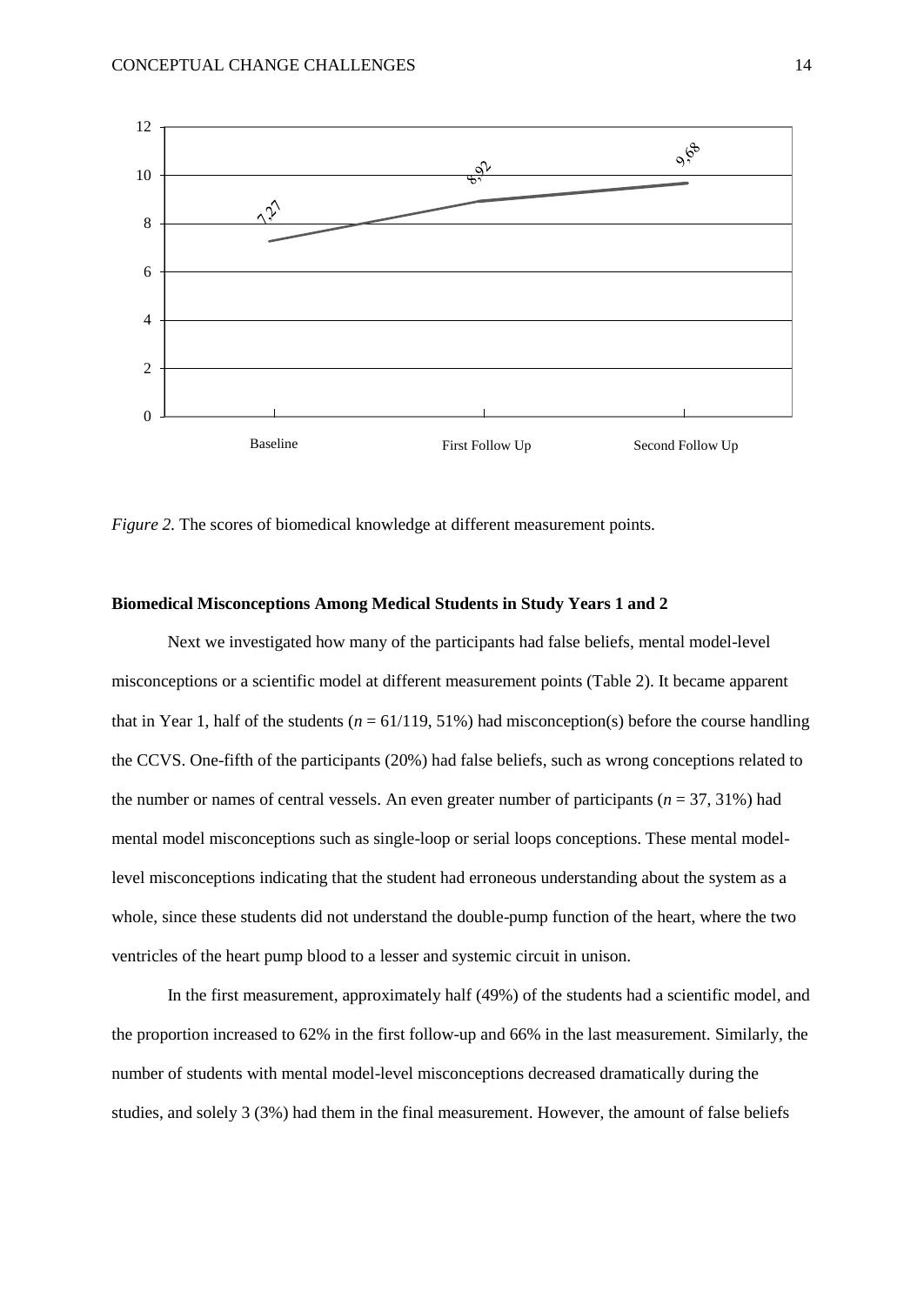*Figure 2.* The scores of biomedical knowledge at different measurement points.

### Biomedical Misconceptions Among Medical Students in Study Years 1 and 2

Next we investigated how many of the participants had false beliefs, mental model-level misconceptions or a scientific model at different measurement points (Table 2). It became apparent that in Year 1, half of the students ($n$ = 61/119, 51%) had misconception(s) before the course handling the CCVS. One-fifth of the participants (20%) had false beliefs, such as wrong conceptions related to the number or names of central vessels. An even greater number of participants ($n$ = 37, 31%) had mental model misconceptions such as single-loop or serial loops conceptions. These mental model-level misconceptions indicating that the student had erroneous understanding about the system as a whole, since these students did not understand the double-pump function of the heart, where the two ventricles of the heart pump blood to a lesser and systemic circuit in unison.

In the first measurement, approximately half (49%) of the students had a scientific model, and the proportion increased to 62% in the first follow-up and 66% in the last measurement. Similarly, the number of students with mental model-level misconceptions decreased dramatically during the studies, and solely 3 (3%) had them in the final measurement. However, the amount of false beliefs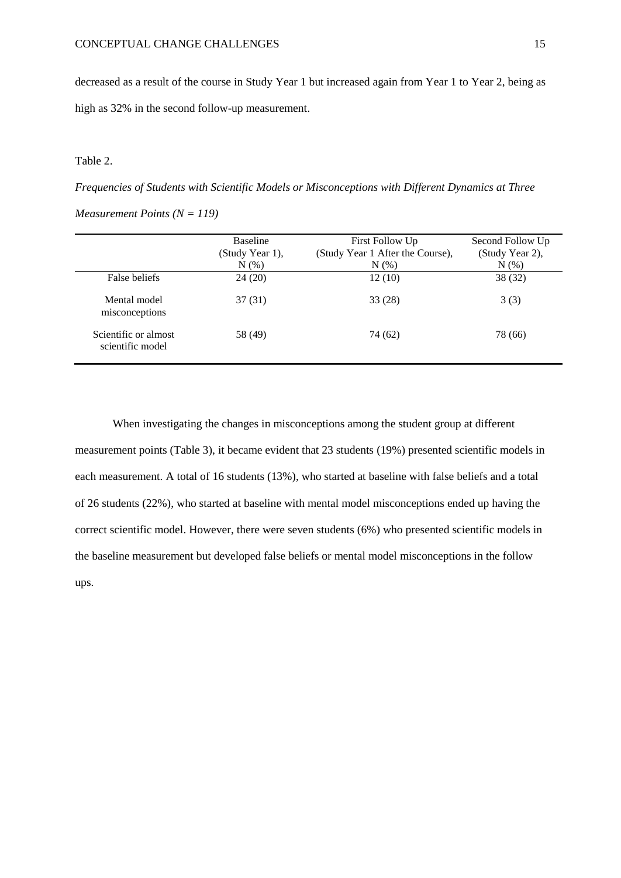decreased as a result of the course in Study Year 1 but increased again from Year 1 to Year 2, being as high as 32% in the second follow-up measurement.

Table 2.

*Frequencies of Students with Scientific Models or Misconceptions with Different Dynamics at Three Measurement Points (N = 119)*

| | Baseline (Study Year 1), N (%) | First Follow Up (Study Year 1 After the Course), N (%) | Second Follow Up (Study Year 2), N (%) |
|---|---|---|---|
| False beliefs | 24 (20) | 12 (10) | 38 (32) |
| Mental model misconceptions | 37 (31) | 33 (28) | 3 (3) |
| Scientific or almost scientific model | 58 (49) | 74 (62) | 78 (66) |

When investigating the changes in misconceptions among the student group at different measurement points (Table 3), it became evident that 23 students (19%) presented scientific models in each measurement. A total of 16 students (13%), who started at baseline with false beliefs and a total of 26 students (22%), who started at baseline with mental model misconceptions ended up having the correct scientific model. However, there were seven students (6%) who presented scientific models in the baseline measurement but developed false beliefs or mental model misconceptions in the follow ups.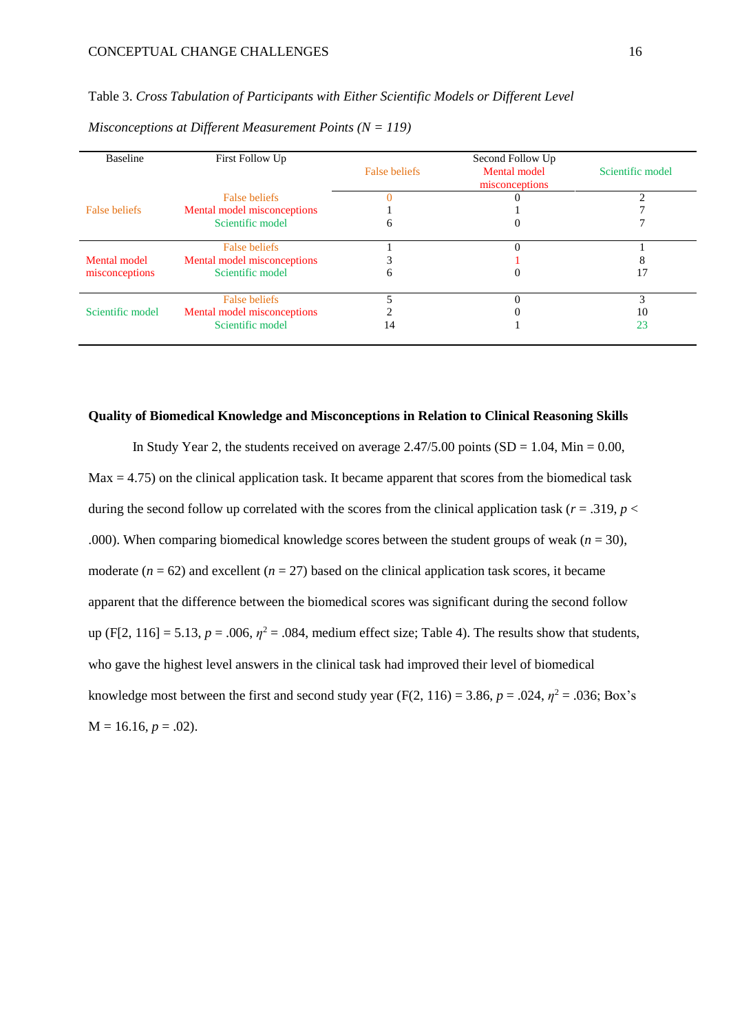Table 3. *Cross Tabulation of Participants with Either Scientific Models or Different Level Misconceptions at Different Measurement Points (N = 119)*

| Baseline | First Follow Up | Second Follow Up: False beliefs | Second Follow Up: Mental model misconceptions | Second Follow Up: Scientific model |
|---|---|---|---|---|
| False beliefs | False beliefs | 0 | 0 | 2 |
| | Mental model misconceptions | 1 | 1 | 7 |
| | Scientific model | 6 | 0 | 7 |
| Mental model misconceptions | False beliefs | 1 | 0 | 1 |
| | Mental model misconceptions | 3 | 1 | 8 |
| | Scientific model | 6 | 0 | 17 |
| Scientific model | False beliefs | 5 | 0 | 3 |
| | Mental model misconceptions | 2 | 0 | 10 |
| | Scientific model | 14 | 1 | 23 |

**Quality of Biomedical Knowledge and Misconceptions in Relation to Clinical Reasoning Skills**

In Study Year 2, the students received on average 2.47/5.00 points (SD = 1.04, Min = 0.00, Max = 4.75) on the clinical application task. It became apparent that scores from the biomedical task during the second follow up correlated with the scores from the clinical application task ($r = .319$, $p < .000$). When comparing biomedical knowledge scores between the student groups of weak ($n = 30$), moderate ($n = 62$) and excellent ($n = 27$) based on the clinical application task scores, it became apparent that the difference between the biomedical scores was significant during the second follow up ($F[2, 116] = 5.13$, $p = .006$, $\eta^2 = .084$, medium effect size; Table 4). The results show that students, who gave the highest level answers in the clinical task had improved their level of biomedical knowledge most between the first and second study year ($F(2, 116) = 3.86$, $p = .024$, $\eta^2 = .036$; Box's $M = 16.16$, $p = .02$).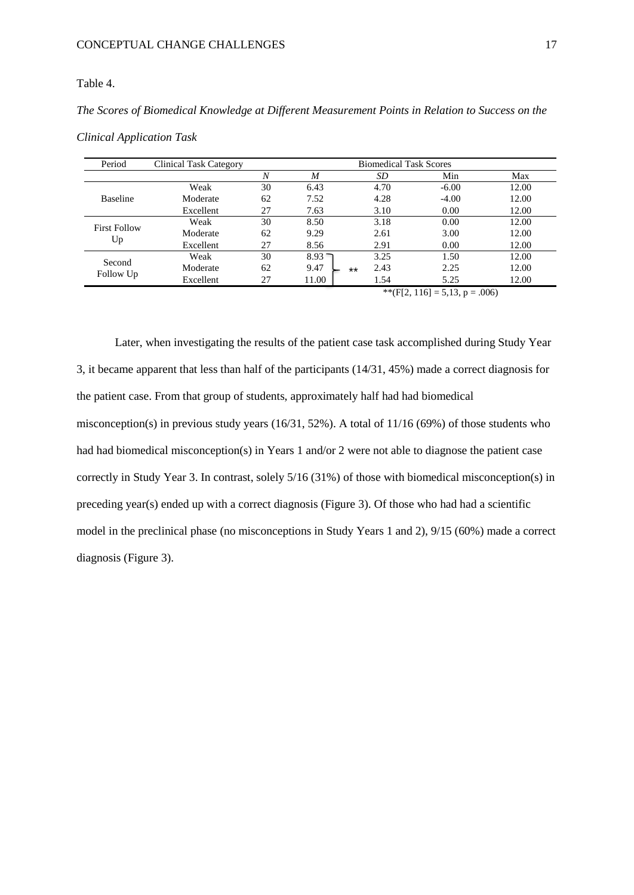Table 4.

*The Scores of Biomedical Knowledge at Different Measurement Points in Relation to Success on the Clinical Application Task*

| Period | Clinical Task Category | Biomedical Task Scores | | | | |
|---|---|---|---|---|---|---|
| | | *N* | *M* | *SD* | Min | Max |
| Baseline | Weak | 30 | 6.43 | 4.70 | -6.00 | 12.00 |
| | Moderate | 62 | 7.52 | 4.28 | -4.00 | 12.00 |
| | Excellent | 27 | 7.63 | 3.10 | 0.00 | 12.00 |
| First Follow Up | Weak | 30 | 8.50 | 3.18 | 0.00 | 12.00 |
| | Moderate | 62 | 9.29 | 2.61 | 3.00 | 12.00 |
| | Excellent | 27 | 8.56 | 2.91 | 0.00 | 12.00 |
| Second Follow Up | Weak | 30 | 8.93 | 3.25 | 1.50 | 12.00 |
| | Moderate | 62 | 9.47 ** | 2.43 | 2.25 | 12.00 |
| | Excellent | 27 | 11.00 | 1.54 | 5.25 | 12.00 |

**(F[2, 116] = 5,13, p = .006)

Later, when investigating the results of the patient case task accomplished during Study Year 3, it became apparent that less than half of the participants (14/31, 45%) made a correct diagnosis for the patient case. From that group of students, approximately half had had biomedical misconception(s) in previous study years (16/31, 52%). A total of 11/16 (69%) of those students who had had biomedical misconception(s) in Years 1 and/or 2 were not able to diagnose the patient case correctly in Study Year 3. In contrast, solely 5/16 (31%) of those with biomedical misconception(s) in preceding year(s) ended up with a correct diagnosis (Figure 3). Of those who had had a scientific model in the preclinical phase (no misconceptions in Study Years 1 and 2), 9/15 (60%) made a correct diagnosis (Figure 3).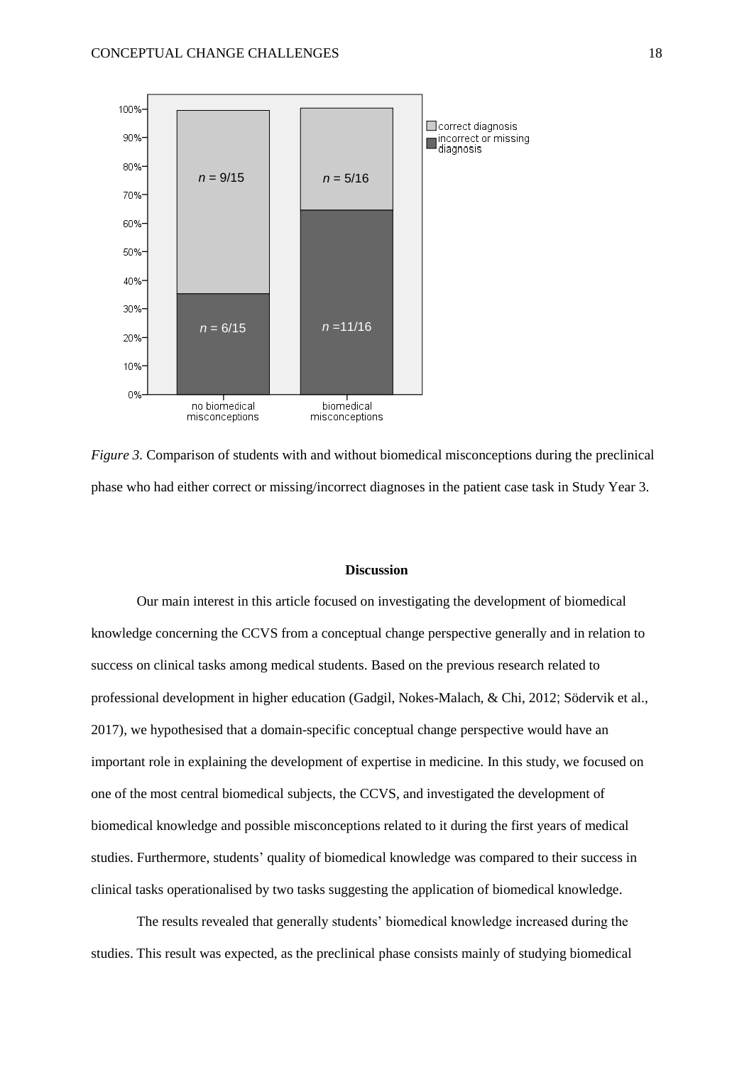*Figure 3.* Comparison of students with and without biomedical misconceptions during the preclinical phase who had either correct or missing/incorrect diagnoses in the patient case task in Study Year 3.

## Discussion

Our main interest in this article focused on investigating the development of biomedical knowledge concerning the CCVS from a conceptual change perspective generally and in relation to success on clinical tasks among medical students. Based on the previous research related to professional development in higher education (Gadgil, Nokes-Malach, & Chi, 2012; Södervik et al., 2017), we hypothesised that a domain-specific conceptual change perspective would have an important role in explaining the development of expertise in medicine. In this study, we focused on one of the most central biomedical subjects, the CCVS, and investigated the development of biomedical knowledge and possible misconceptions related to it during the first years of medical studies. Furthermore, students' quality of biomedical knowledge was compared to their success in clinical tasks operationalised by two tasks suggesting the application of biomedical knowledge.

The results revealed that generally students' biomedical knowledge increased during the studies. This result was expected, as the preclinical phase consists mainly of studying biomedical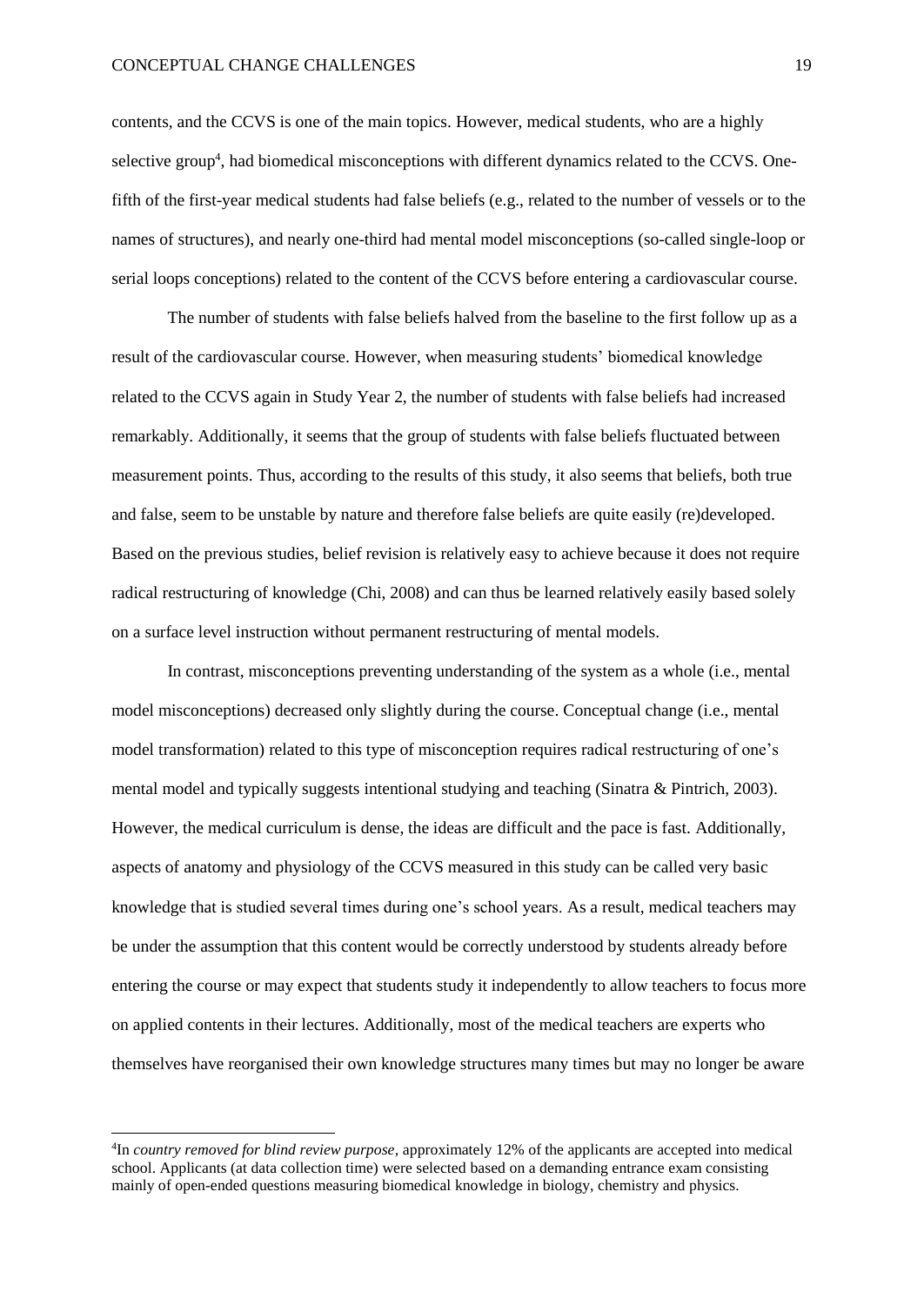contents, and the CCVS is one of the main topics. However, medical students, who are a highly selective group[4], had biomedical misconceptions with different dynamics related to the CCVS. One-fifth of the first-year medical students had false beliefs (e.g., related to the number of vessels or to the names of structures), and nearly one-third had mental model misconceptions (so-called single-loop or serial loops conceptions) related to the content of the CCVS before entering a cardiovascular course.

The number of students with false beliefs halved from the baseline to the first follow up as a result of the cardiovascular course. However, when measuring students' biomedical knowledge related to the CCVS again in Study Year 2, the number of students with false beliefs had increased remarkably. Additionally, it seems that the group of students with false beliefs fluctuated between measurement points. Thus, according to the results of this study, it also seems that beliefs, both true and false, seem to be unstable by nature and therefore false beliefs are quite easily (re)developed. Based on the previous studies, belief revision is relatively easy to achieve because it does not require radical restructuring of knowledge (Chi, 2008) and can thus be learned relatively easily based solely on a surface level instruction without permanent restructuring of mental models.

In contrast, misconceptions preventing understanding of the system as a whole (i.e., mental model misconceptions) decreased only slightly during the course. Conceptual change (i.e., mental model transformation) related to this type of misconception requires radical restructuring of one's mental model and typically suggests intentional studying and teaching (Sinatra & Pintrich, 2003). However, the medical curriculum is dense, the ideas are difficult and the pace is fast. Additionally, aspects of anatomy and physiology of the CCVS measured in this study can be called very basic knowledge that is studied several times during one's school years. As a result, medical teachers may be under the assumption that this content would be correctly understood by students already before entering the course or may expect that students study it independently to allow teachers to focus more on applied contents in their lectures. Additionally, most of the medical teachers are experts who themselves have reorganised their own knowledge structures many times but may no longer be aware

[4]In *country removed for blind review purpose*, approximately 12% of the applicants are accepted into medical school. Applicants (at data collection time) were selected based on a demanding entrance exam consisting mainly of open-ended questions measuring biomedical knowledge in biology, chemistry and physics.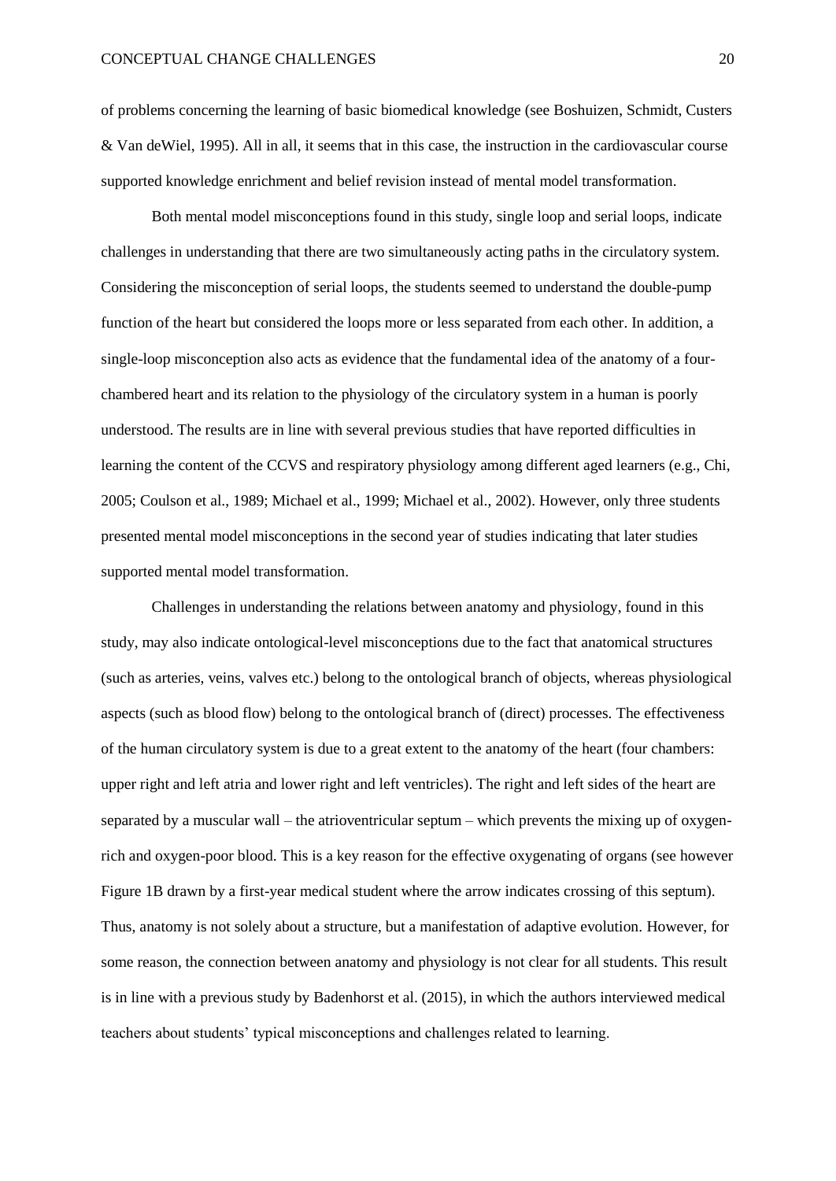of problems concerning the learning of basic biomedical knowledge (see Boshuizen, Schmidt, Custers & Van deWiel, 1995). All in all, it seems that in this case, the instruction in the cardiovascular course supported knowledge enrichment and belief revision instead of mental model transformation.

Both mental model misconceptions found in this study, single loop and serial loops, indicate challenges in understanding that there are two simultaneously acting paths in the circulatory system. Considering the misconception of serial loops, the students seemed to understand the double-pump function of the heart but considered the loops more or less separated from each other. In addition, a single-loop misconception also acts as evidence that the fundamental idea of the anatomy of a four-chambered heart and its relation to the physiology of the circulatory system in a human is poorly understood. The results are in line with several previous studies that have reported difficulties in learning the content of the CCVS and respiratory physiology among different aged learners (e.g., Chi, 2005; Coulson et al., 1989; Michael et al., 1999; Michael et al., 2002). However, only three students presented mental model misconceptions in the second year of studies indicating that later studies supported mental model transformation.

Challenges in understanding the relations between anatomy and physiology, found in this study, may also indicate ontological-level misconceptions due to the fact that anatomical structures (such as arteries, veins, valves etc.) belong to the ontological branch of objects, whereas physiological aspects (such as blood flow) belong to the ontological branch of (direct) processes. The effectiveness of the human circulatory system is due to a great extent to the anatomy of the heart (four chambers: upper right and left atria and lower right and left ventricles). The right and left sides of the heart are separated by a muscular wall – the atrioventricular septum – which prevents the mixing up of oxygen-rich and oxygen-poor blood. This is a key reason for the effective oxygenating of organs (see however Figure 1B drawn by a first-year medical student where the arrow indicates crossing of this septum). Thus, anatomy is not solely about a structure, but a manifestation of adaptive evolution. However, for some reason, the connection between anatomy and physiology is not clear for all students. This result is in line with a previous study by Badenhorst et al. (2015), in which the authors interviewed medical teachers about students' typical misconceptions and challenges related to learning.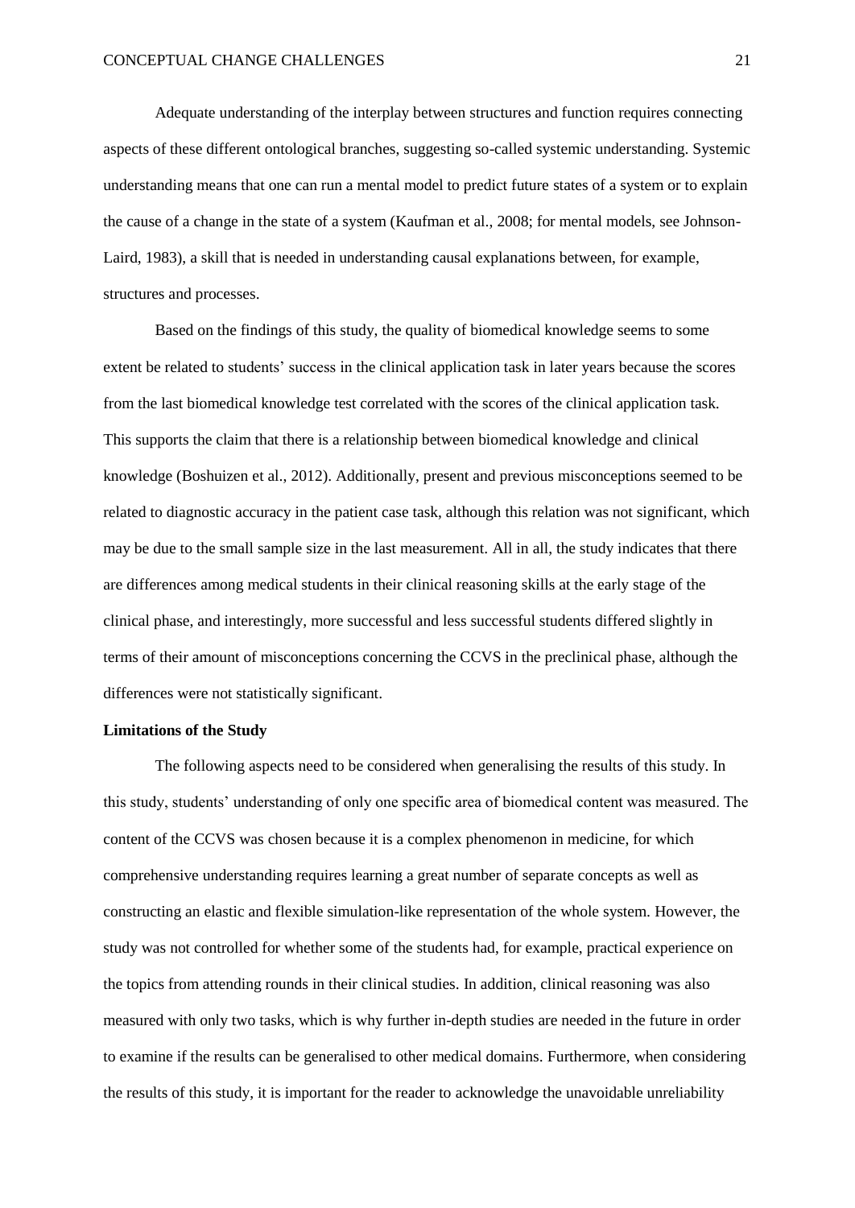Adequate understanding of the interplay between structures and function requires connecting aspects of these different ontological branches, suggesting so-called systemic understanding. Systemic understanding means that one can run a mental model to predict future states of a system or to explain the cause of a change in the state of a system (Kaufman et al., 2008; for mental models, see Johnson-Laird, 1983), a skill that is needed in understanding causal explanations between, for example, structures and processes.

Based on the findings of this study, the quality of biomedical knowledge seems to some extent be related to students' success in the clinical application task in later years because the scores from the last biomedical knowledge test correlated with the scores of the clinical application task. This supports the claim that there is a relationship between biomedical knowledge and clinical knowledge (Boshuizen et al., 2012). Additionally, present and previous misconceptions seemed to be related to diagnostic accuracy in the patient case task, although this relation was not significant, which may be due to the small sample size in the last measurement. All in all, the study indicates that there are differences among medical students in their clinical reasoning skills at the early stage of the clinical phase, and interestingly, more successful and less successful students differed slightly in terms of their amount of misconceptions concerning the CCVS in the preclinical phase, although the differences were not statistically significant.

**Limitations of the Study**

The following aspects need to be considered when generalising the results of this study. In this study, students' understanding of only one specific area of biomedical content was measured. The content of the CCVS was chosen because it is a complex phenomenon in medicine, for which comprehensive understanding requires learning a great number of separate concepts as well as constructing an elastic and flexible simulation-like representation of the whole system. However, the study was not controlled for whether some of the students had, for example, practical experience on the topics from attending rounds in their clinical studies. In addition, clinical reasoning was also measured with only two tasks, which is why further in-depth studies are needed in the future in order to examine if the results can be generalised to other medical domains. Furthermore, when considering the results of this study, it is important for the reader to acknowledge the unavoidable unreliability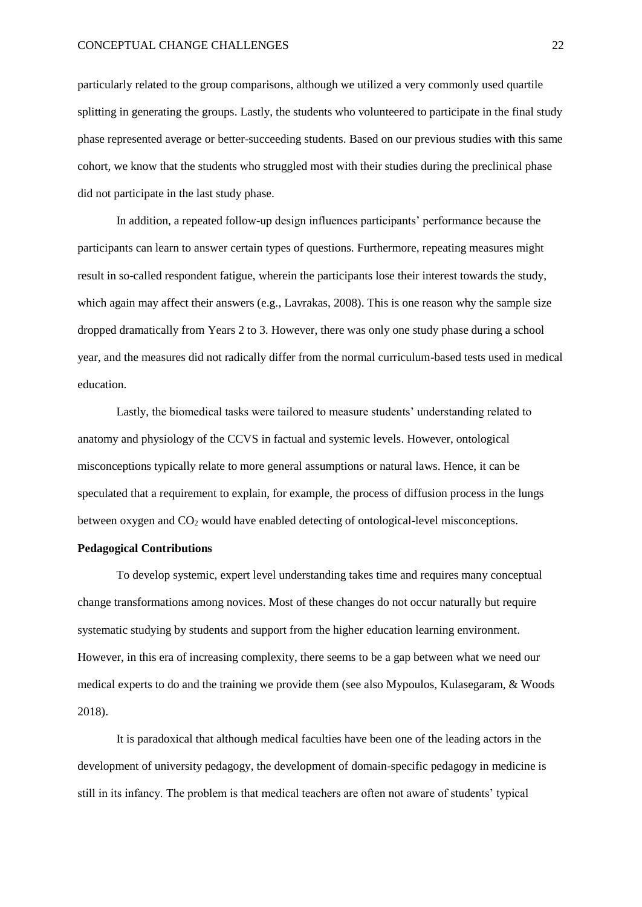particularly related to the group comparisons, although we utilized a very commonly used quartile splitting in generating the groups. Lastly, the students who volunteered to participate in the final study phase represented average or better-succeeding students. Based on our previous studies with this same cohort, we know that the students who struggled most with their studies during the preclinical phase did not participate in the last study phase.

In addition, a repeated follow-up design influences participants' performance because the participants can learn to answer certain types of questions. Furthermore, repeating measures might result in so-called respondent fatigue, wherein the participants lose their interest towards the study, which again may affect their answers (e.g., Lavrakas, 2008). This is one reason why the sample size dropped dramatically from Years 2 to 3. However, there was only one study phase during a school year, and the measures did not radically differ from the normal curriculum-based tests used in medical education.

Lastly, the biomedical tasks were tailored to measure students' understanding related to anatomy and physiology of the CCVS in factual and systemic levels. However, ontological misconceptions typically relate to more general assumptions or natural laws. Hence, it can be speculated that a requirement to explain, for example, the process of diffusion process in the lungs between oxygen and $CO_2$ would have enabled detecting of ontological-level misconceptions.

**Pedagogical Contributions**

To develop systemic, expert level understanding takes time and requires many conceptual change transformations among novices. Most of these changes do not occur naturally but require systematic studying by students and support from the higher education learning environment. However, in this era of increasing complexity, there seems to be a gap between what we need our medical experts to do and the training we provide them (see also Mypoulos, Kulasegaram, & Woods 2018).

It is paradoxical that although medical faculties have been one of the leading actors in the development of university pedagogy, the development of domain-specific pedagogy in medicine is still in its infancy. The problem is that medical teachers are often not aware of students' typical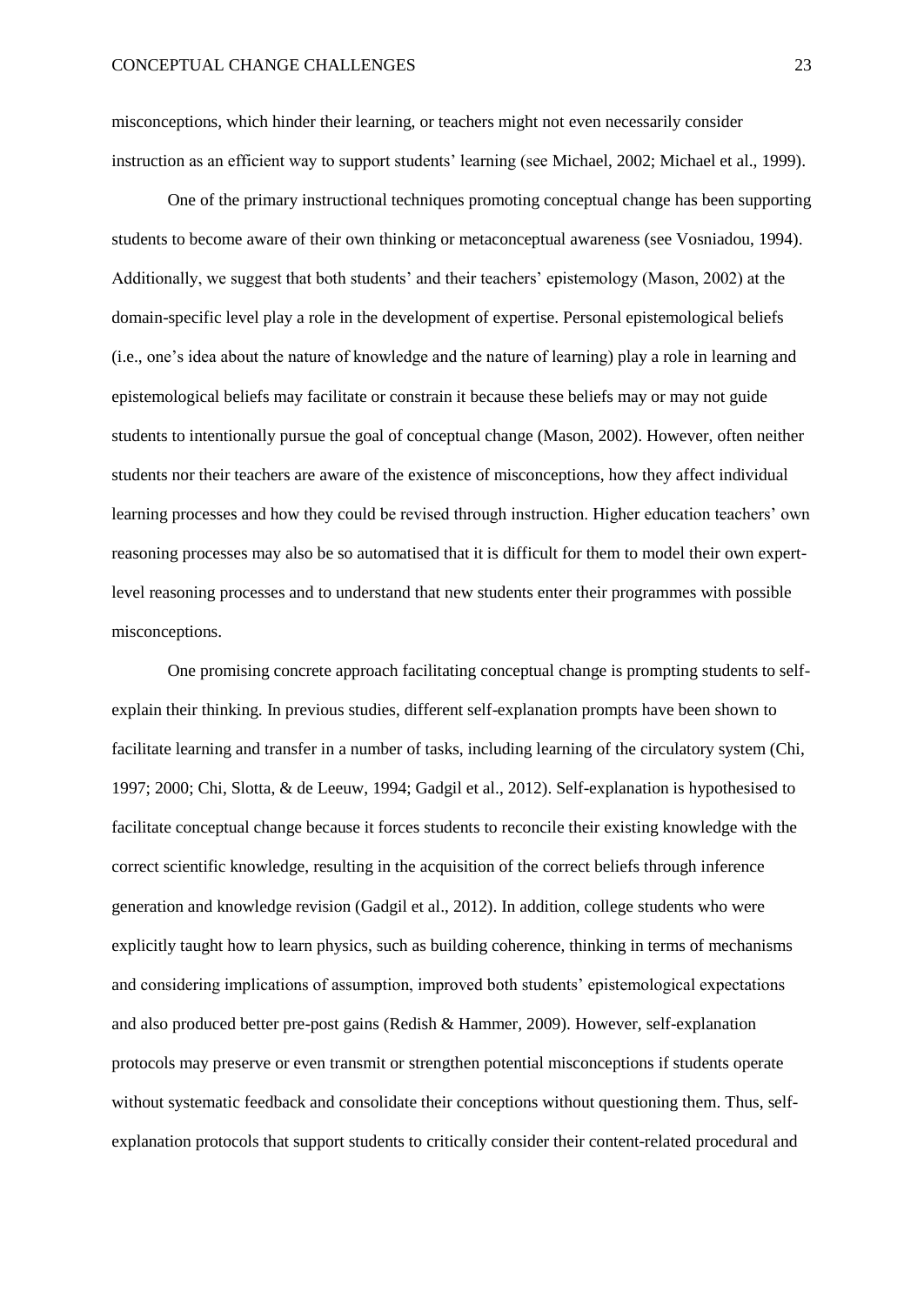misconceptions, which hinder their learning, or teachers might not even necessarily consider instruction as an efficient way to support students' learning (see Michael, 2002; Michael et al., 1999).

One of the primary instructional techniques promoting conceptual change has been supporting students to become aware of their own thinking or metaconceptual awareness (see Vosniadou, 1994). Additionally, we suggest that both students' and their teachers' epistemology (Mason, 2002) at the domain-specific level play a role in the development of expertise. Personal epistemological beliefs (i.e., one's idea about the nature of knowledge and the nature of learning) play a role in learning and epistemological beliefs may facilitate or constrain it because these beliefs may or may not guide students to intentionally pursue the goal of conceptual change (Mason, 2002). However, often neither students nor their teachers are aware of the existence of misconceptions, how they affect individual learning processes and how they could be revised through instruction. Higher education teachers' own reasoning processes may also be so automatised that it is difficult for them to model their own expert-level reasoning processes and to understand that new students enter their programmes with possible misconceptions.

One promising concrete approach facilitating conceptual change is prompting students to self-explain their thinking. In previous studies, different self-explanation prompts have been shown to facilitate learning and transfer in a number of tasks, including learning of the circulatory system (Chi, 1997; 2000; Chi, Slotta, & de Leeuw, 1994; Gadgil et al., 2012). Self-explanation is hypothesised to facilitate conceptual change because it forces students to reconcile their existing knowledge with the correct scientific knowledge, resulting in the acquisition of the correct beliefs through inference generation and knowledge revision (Gadgil et al., 2012). In addition, college students who were explicitly taught how to learn physics, such as building coherence, thinking in terms of mechanisms and considering implications of assumption, improved both students' epistemological expectations and also produced better pre-post gains (Redish & Hammer, 2009). However, self-explanation protocols may preserve or even transmit or strengthen potential misconceptions if students operate without systematic feedback and consolidate their conceptions without questioning them. Thus, self-explanation protocols that support students to critically consider their content-related procedural and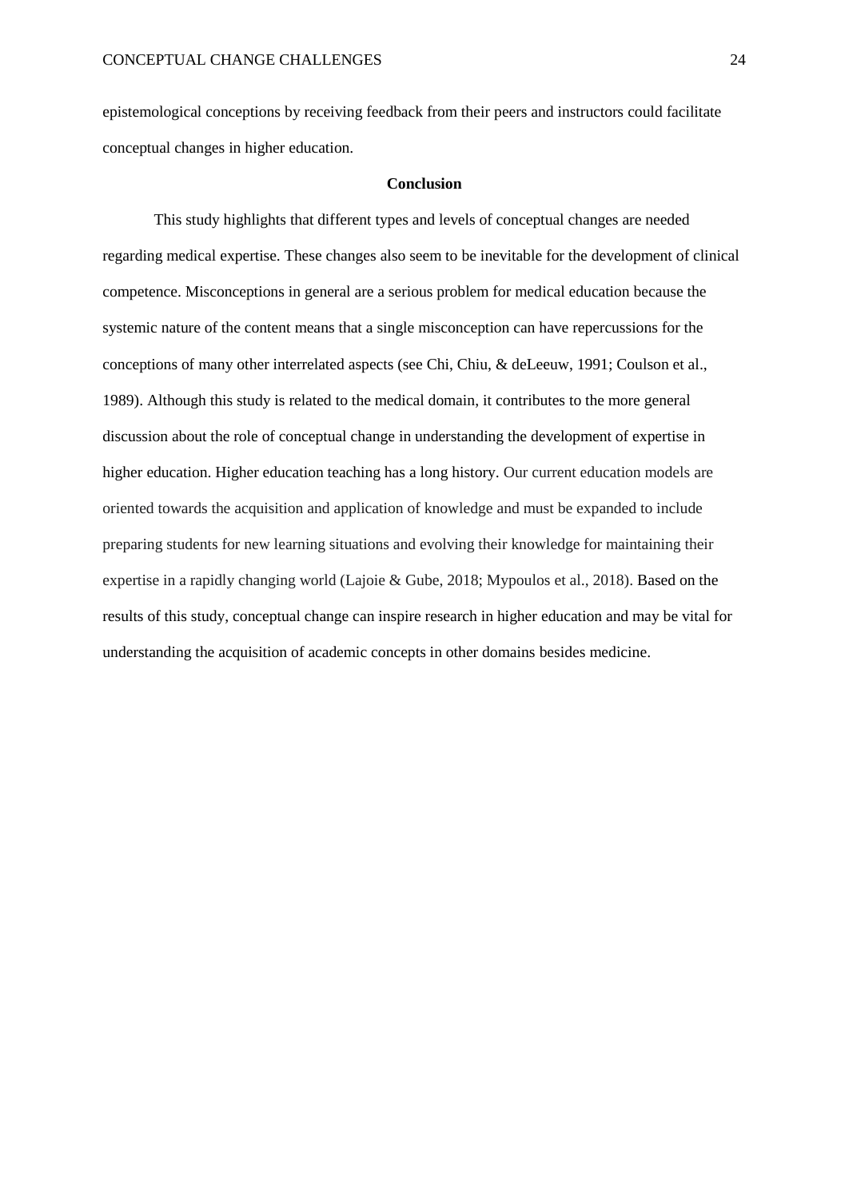epistemological conceptions by receiving feedback from their peers and instructors could facilitate conceptual changes in higher education.

## Conclusion

This study highlights that different types and levels of conceptual changes are needed regarding medical expertise. These changes also seem to be inevitable for the development of clinical competence. Misconceptions in general are a serious problem for medical education because the systemic nature of the content means that a single misconception can have repercussions for the conceptions of many other interrelated aspects (see Chi, Chiu, & deLeeuw, 1991; Coulson et al., 1989). Although this study is related to the medical domain, it contributes to the more general discussion about the role of conceptual change in understanding the development of expertise in higher education. Higher education teaching has a long history. Our current education models are oriented towards the acquisition and application of knowledge and must be expanded to include preparing students for new learning situations and evolving their knowledge for maintaining their expertise in a rapidly changing world (Lajoie & Gube, 2018; Mypoulos et al., 2018). Based on the results of this study, conceptual change can inspire research in higher education and may be vital for understanding the acquisition of academic concepts in other domains besides medicine.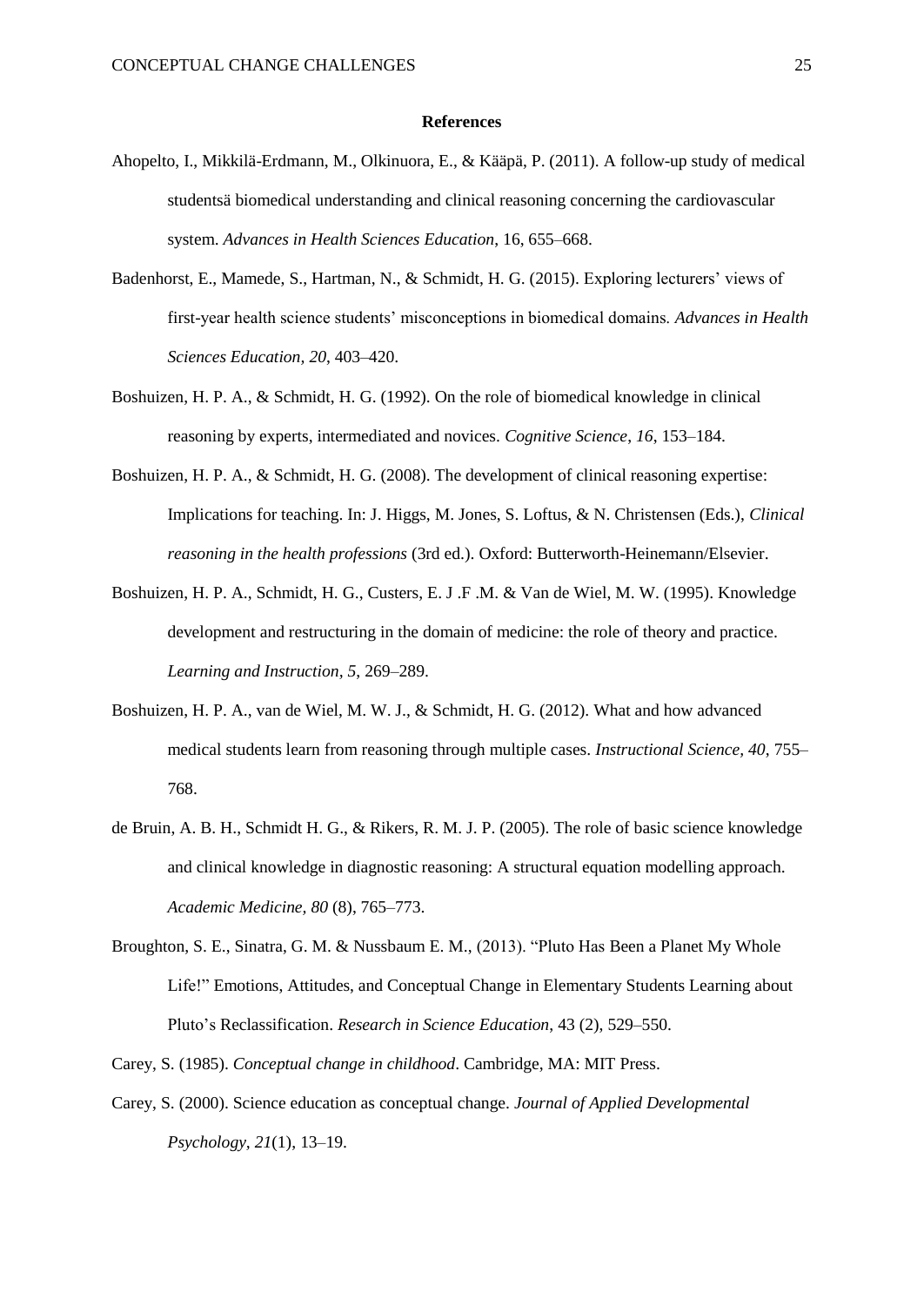## References

Ahopelto, I., Mikkilä-Erdmann, M., Olkinuora, E., & Kääpä, P. (2011). A follow-up study of medical studentsä biomedical understanding and clinical reasoning concerning the cardiovascular system. *Advances in Health Sciences Education*, 16, 655–668.

Badenhorst, E., Mamede, S., Hartman, N., & Schmidt, H. G. (2015). Exploring lecturers' views of first-year health science students' misconceptions in biomedical domains. *Advances in Health Sciences Education*, *20*, 403–420.

Boshuizen, H. P. A., & Schmidt, H. G. (1992). On the role of biomedical knowledge in clinical reasoning by experts, intermediated and novices. *Cognitive Science*, *16*, 153–184.

Boshuizen, H. P. A., & Schmidt, H. G. (2008). The development of clinical reasoning expertise: Implications for teaching. In: J. Higgs, M. Jones, S. Loftus, & N. Christensen (Eds.), *Clinical reasoning in the health professions* (3rd ed.). Oxford: Butterworth-Heinemann/Elsevier.

Boshuizen, H. P. A., Schmidt, H. G., Custers, E. J .F .M. & Van de Wiel, M. W. (1995). Knowledge development and restructuring in the domain of medicine: the role of theory and practice. *Learning and Instruction*, *5*, 269–289.

Boshuizen, H. P. A., van de Wiel, M. W. J., & Schmidt, H. G. (2012). What and how advanced medical students learn from reasoning through multiple cases. *Instructional Science, 40*, 755–768.

de Bruin, A. B. H., Schmidt H. G., & Rikers, R. M. J. P. (2005). The role of basic science knowledge and clinical knowledge in diagnostic reasoning: A structural equation modelling approach. *Academic Medicine, 80* (8), 765–773.

Broughton, S. E., Sinatra, G. M. & Nussbaum E. M., (2013). "Pluto Has Been a Planet My Whole Life!" Emotions, Attitudes, and Conceptual Change in Elementary Students Learning about Pluto's Reclassification. *Research in Science Education*, 43 (2), 529–550.

Carey, S. (1985). *Conceptual change in childhood*. Cambridge, MA: MIT Press.

Carey, S. (2000). Science education as conceptual change. *Journal of Applied Developmental Psychology, 21*(1), 13–19.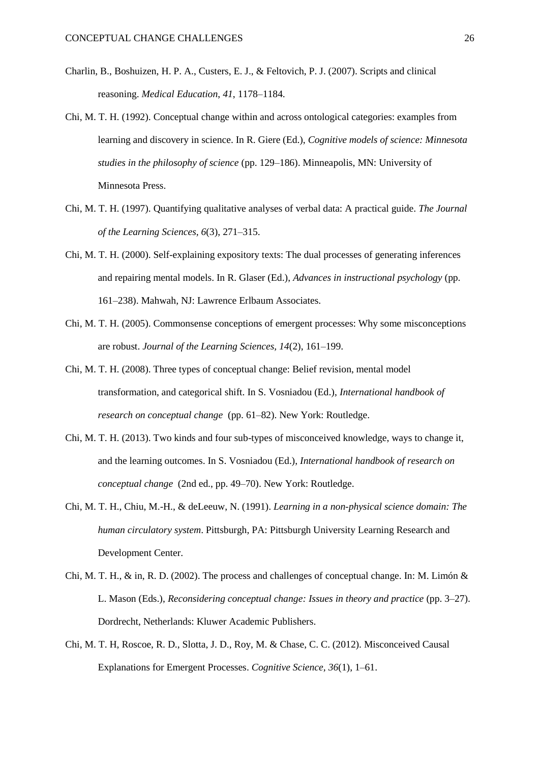Charlin, B., Boshuizen, H. P. A., Custers, E. J., & Feltovich, P. J. (2007). Scripts and clinical reasoning. *Medical Education*, *41*, 1178–1184.

Chi, M. T. H. (1992). Conceptual change within and across ontological categories: examples from learning and discovery in science. In R. Giere (Ed.), *Cognitive models of science: Minnesota studies in the philosophy of science* (pp. 129–186). Minneapolis, MN: University of Minnesota Press.

Chi, M. T. H. (1997). Quantifying qualitative analyses of verbal data: A practical guide. *The Journal of the Learning Sciences*, *6*(3), 271–315.

Chi, M. T. H. (2000). Self-explaining expository texts: The dual processes of generating inferences and repairing mental models. In R. Glaser (Ed.), *Advances in instructional psychology* (pp. 161–238). Mahwah, NJ: Lawrence Erlbaum Associates.

Chi, M. T. H. (2005). Commonsense conceptions of emergent processes: Why some misconceptions are robust. *Journal of the Learning Sciences*, *14*(2), 161–199.

Chi, M. T. H. (2008). Three types of conceptual change: Belief revision, mental model transformation, and categorical shift. In S. Vosniadou (Ed.), *International handbook of research on conceptual change* (pp. 61–82). New York: Routledge.

Chi, M. T. H. (2013). Two kinds and four sub-types of misconceived knowledge, ways to change it, and the learning outcomes. In S. Vosniadou (Ed.), *International handbook of research on conceptual change* (2nd ed., pp. 49–70). New York: Routledge.

Chi, M. T. H., Chiu, M.-H., & deLeeuw, N. (1991). *Learning in a non-physical science domain: The human circulatory system*. Pittsburgh, PA: Pittsburgh University Learning Research and Development Center.

Chi, M. T. H., & in, R. D. (2002). The process and challenges of conceptual change. In: M. Limón & L. Mason (Eds.), *Reconsidering conceptual change: Issues in theory and practice* (pp. 3–27). Dordrecht, Netherlands: Kluwer Academic Publishers.

Chi, M. T. H, Roscoe, R. D., Slotta, J. D., Roy, M. & Chase, C. C. (2012). Misconceived Causal Explanations for Emergent Processes. *Cognitive Science*, *36*(1), 1–61.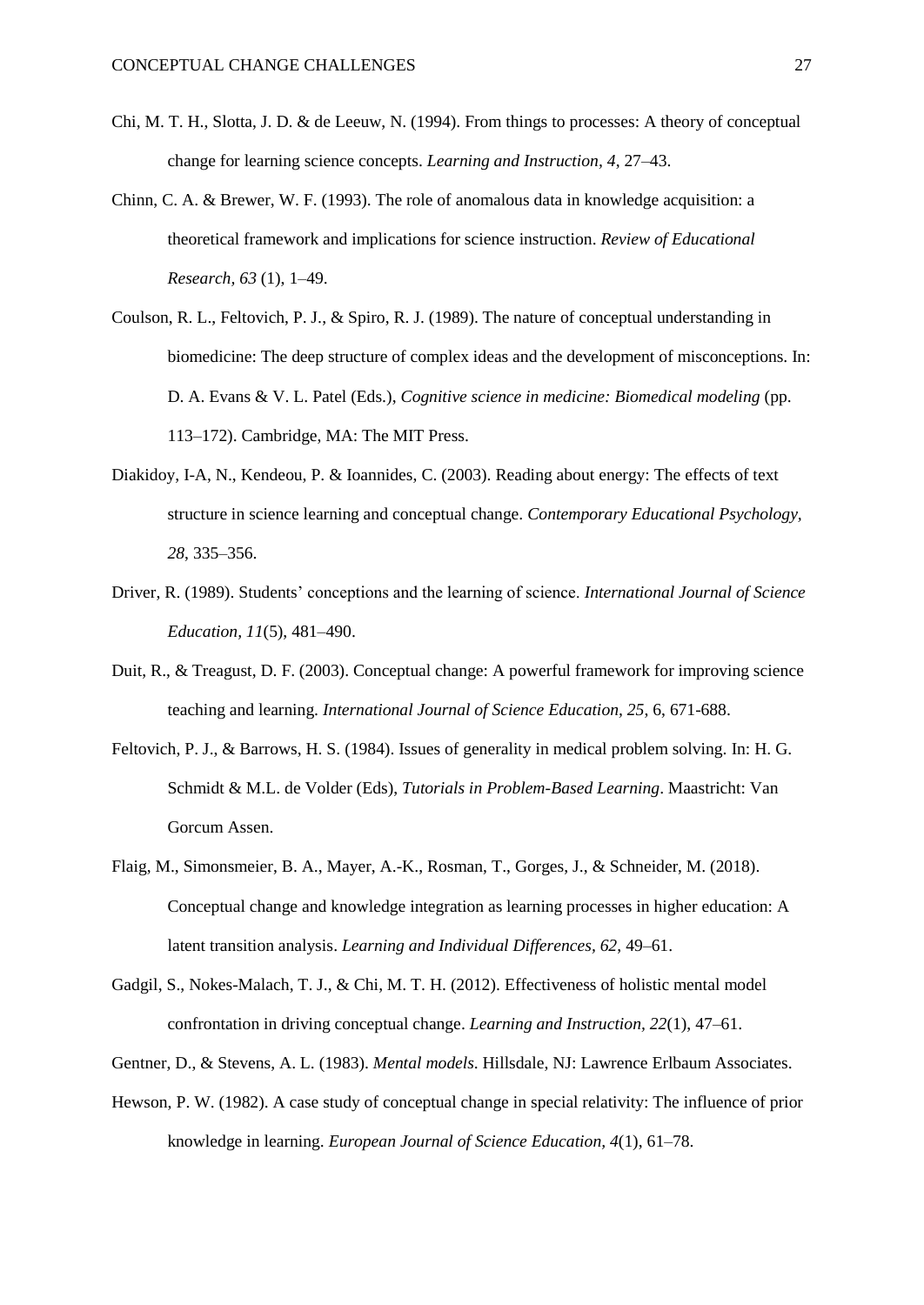Chi, M. T. H., Slotta, J. D. & de Leeuw, N. (1994). From things to processes: A theory of conceptual change for learning science concepts. *Learning and Instruction, 4*, 27–43.

Chinn, C. A. & Brewer, W. F. (1993). The role of anomalous data in knowledge acquisition: a theoretical framework and implications for science instruction. *Review of Educational Research, 63* (1), 1–49.

Coulson, R. L., Feltovich, P. J., & Spiro, R. J. (1989). The nature of conceptual understanding in biomedicine: The deep structure of complex ideas and the development of misconceptions. In: D. A. Evans & V. L. Patel (Eds.), *Cognitive science in medicine: Biomedical modeling* (pp. 113–172). Cambridge, MA: The MIT Press.

Diakidoy, I-A, N., Kendeou, P. & Ioannides, C. (2003). Reading about energy: The effects of text structure in science learning and conceptual change. *Contemporary Educational Psychology, 28*, 335–356.

Driver, R. (1989). Students' conceptions and the learning of science. *International Journal of Science Education, 11*(5), 481–490.

Duit, R., & Treagust, D. F. (2003). Conceptual change: A powerful framework for improving science teaching and learning. *International Journal of Science Education, 25*, 6, 671-688.

Feltovich, P. J., & Barrows, H. S. (1984). Issues of generality in medical problem solving. In: H. G. Schmidt & M.L. de Volder (Eds), *Tutorials in Problem-Based Learning*. Maastricht: Van Gorcum Assen.

Flaig, M., Simonsmeier, B. A., Mayer, A.-K., Rosman, T., Gorges, J., & Schneider, M. (2018). Conceptual change and knowledge integration as learning processes in higher education: A latent transition analysis. *Learning and Individual Differences, 62*, 49–61.

Gadgil, S., Nokes-Malach, T. J., & Chi, M. T. H. (2012). Effectiveness of holistic mental model confrontation in driving conceptual change. *Learning and Instruction, 22*(1), 47–61.

Gentner, D., & Stevens, A. L. (1983). *Mental models*. Hillsdale, NJ: Lawrence Erlbaum Associates.

Hewson, P. W. (1982). A case study of conceptual change in special relativity: The influence of prior knowledge in learning. *European Journal of Science Education, 4*(1), 61–78.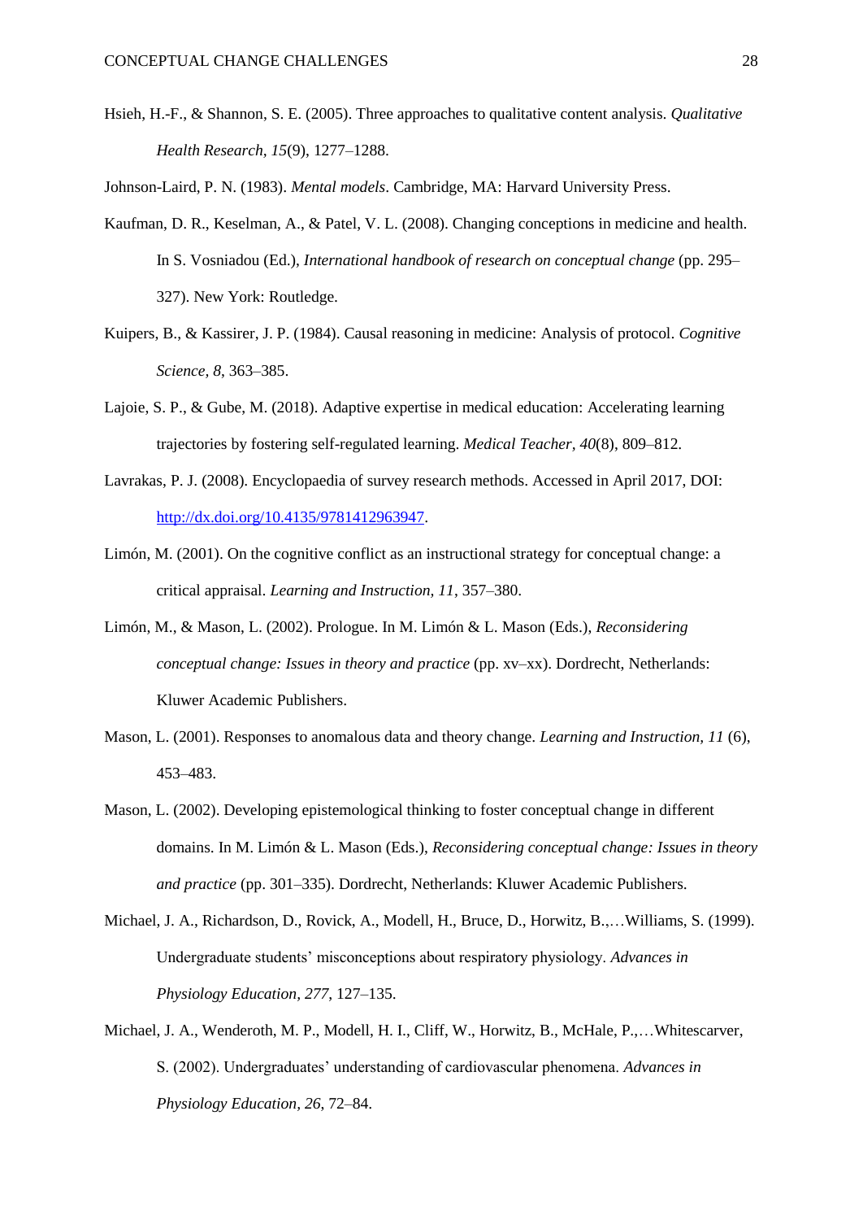Hsieh, H.-F., & Shannon, S. E. (2005). Three approaches to qualitative content analysis. *Qualitative Health Research*, *15*(9), 1277–1288.

Johnson-Laird, P. N. (1983). *Mental models*. Cambridge, MA: Harvard University Press.

Kaufman, D. R., Keselman, A., & Patel, V. L. (2008). Changing conceptions in medicine and health. In S. Vosniadou (Ed.), *International handbook of research on conceptual change* (pp. 295–327). New York: Routledge.

Kuipers, B., & Kassirer, J. P. (1984). Causal reasoning in medicine: Analysis of protocol. *Cognitive Science, 8*, 363–385.

Lajoie, S. P., & Gube, M. (2018). Adaptive expertise in medical education: Accelerating learning trajectories by fostering self-regulated learning. *Medical Teacher, 40*(8), 809–812.

Lavrakas, P. J. (2008). Encyclopaedia of survey research methods. Accessed in April 2017, DOI: [http://dx.doi.org/10.4135/9781412963947](http://dx.doi.org/10.4135/9781412963947).

Limón, M. (2001). On the cognitive conflict as an instructional strategy for conceptual change: a critical appraisal. *Learning and Instruction, 11*, 357–380.

Limón, M., & Mason, L. (2002). Prologue. In M. Limón & L. Mason (Eds.), *Reconsidering conceptual change: Issues in theory and practice* (pp. xv–xx). Dordrecht, Netherlands: Kluwer Academic Publishers.

Mason, L. (2001). Responses to anomalous data and theory change. *Learning and Instruction, 11* (6), 453–483.

Mason, L. (2002). Developing epistemological thinking to foster conceptual change in different domains. In M. Limón & L. Mason (Eds.), *Reconsidering conceptual change: Issues in theory and practice* (pp. 301–335). Dordrecht, Netherlands: Kluwer Academic Publishers.

Michael, J. A., Richardson, D., Rovick, A., Modell, H., Bruce, D., Horwitz, B.,…Williams, S. (1999). Undergraduate students' misconceptions about respiratory physiology. *Advances in Physiology Education, 277*, 127–135.

Michael, J. A., Wenderoth, M. P., Modell, H. I., Cliff, W., Horwitz, B., McHale, P.,…Whitescarver, S. (2002). Undergraduates' understanding of cardiovascular phenomena. *Advances in Physiology Education*, *26*, 72–84.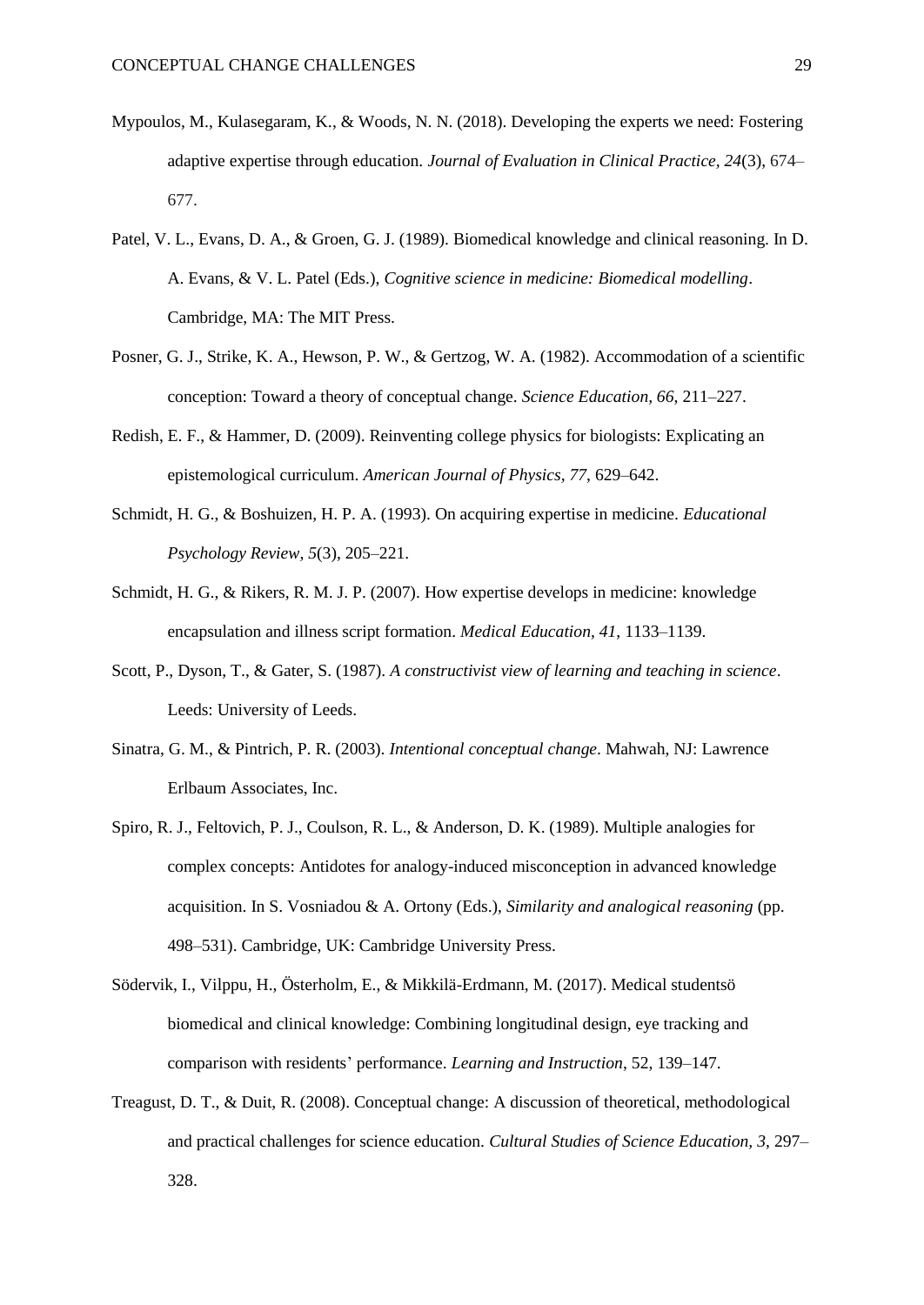Mypoulos, M., Kulasegaram, K., & Woods, N. N. (2018). Developing the experts we need: Fostering adaptive expertise through education. *Journal of Evaluation in Clinical Practice, 24*(3), 674–677.

Patel, V. L., Evans, D. A., & Groen, G. J. (1989). Biomedical knowledge and clinical reasoning. In D. A. Evans, & V. L. Patel (Eds.), *Cognitive science in medicine: Biomedical modelling*. Cambridge, MA: The MIT Press.

Posner, G. J., Strike, K. A., Hewson, P. W., & Gertzog, W. A. (1982). Accommodation of a scientific conception: Toward a theory of conceptual change. *Science Education, 66*, 211–227.

Redish, E. F., & Hammer, D. (2009). Reinventing college physics for biologists: Explicating an epistemological curriculum. *American Journal of Physics, 77*, 629–642.

Schmidt, H. G., & Boshuizen, H. P. A. (1993). On acquiring expertise in medicine. *Educational Psychology Review, 5*(3), 205–221.

Schmidt, H. G., & Rikers, R. M. J. P. (2007). How expertise develops in medicine: knowledge encapsulation and illness script formation. *Medical Education, 41*, 1133–1139.

Scott, P., Dyson, T., & Gater, S. (1987). *A constructivist view of learning and teaching in science*. Leeds: University of Leeds.

Sinatra, G. M., & Pintrich, P. R. (2003). *Intentional conceptual change*. Mahwah, NJ: Lawrence Erlbaum Associates, Inc.

Spiro, R. J., Feltovich, P. J., Coulson, R. L., & Anderson, D. K. (1989). Multiple analogies for complex concepts: Antidotes for analogy-induced misconception in advanced knowledge acquisition. In S. Vosniadou & A. Ortony (Eds.), *Similarity and analogical reasoning* (pp. 498–531). Cambridge, UK: Cambridge University Press.

Södervik, I., Vilppu, H., Österholm, E., & Mikkilä-Erdmann, M. (2017). Medical studentsö biomedical and clinical knowledge: Combining longitudinal design, eye tracking and comparison with residents' performance. *Learning and Instruction*, 52, 139–147.

Treagust, D. T., & Duit, R. (2008). Conceptual change: A discussion of theoretical, methodological and practical challenges for science education. *Cultural Studies of Science Education, 3*, 297–328.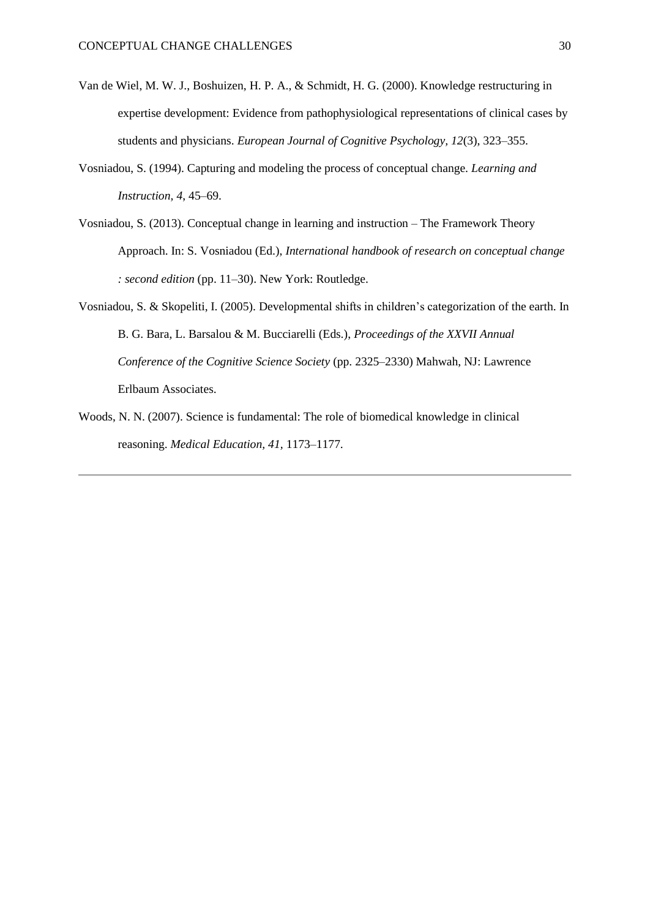Van de Wiel, M. W. J., Boshuizen, H. P. A., & Schmidt, H. G. (2000). Knowledge restructuring in expertise development: Evidence from pathophysiological representations of clinical cases by students and physicians. *European Journal of Cognitive Psychology, 12*(3), 323–355.

Vosniadou, S. (1994). Capturing and modeling the process of conceptual change. *Learning and Instruction, 4*, 45–69.

Vosniadou, S. (2013). Conceptual change in learning and instruction – The Framework Theory Approach. In: S. Vosniadou (Ed.), *International handbook of research on conceptual change : second edition* (pp. 11–30). New York: Routledge.

Vosniadou, S. & Skopeliti, I. (2005). Developmental shifts in children's categorization of the earth. In B. G. Bara, L. Barsalou & M. Bucciarelli (Eds.), *Proceedings of the XXVII Annual Conference of the Cognitive Science Society* (pp. 2325–2330) Mahwah, NJ: Lawrence Erlbaum Associates.

Woods, N. N. (2007). Science is fundamental: The role of biomedical knowledge in clinical reasoning. *Medical Education, 41*, 1173–1177.